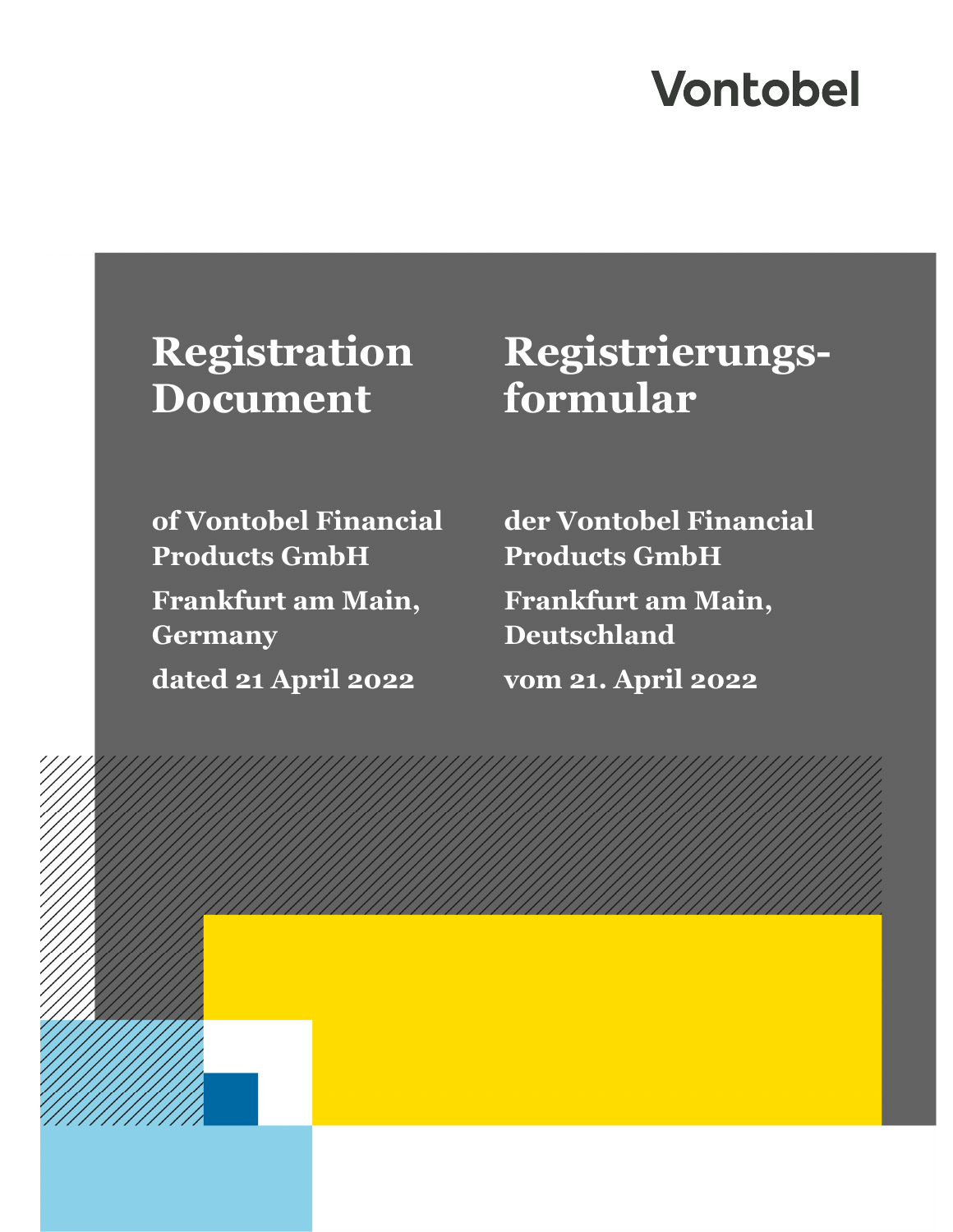Vontobel

# Registration Document

**of Vontobel Financial Products GmbH**

**Frankfurt am Main, Germany**

**dated 21 April 2022**

# Registrierungsformular

**der Vontobel Financial Products GmbH**

**Frankfurt am Main, Deutschland**

**vom 21. April 2022**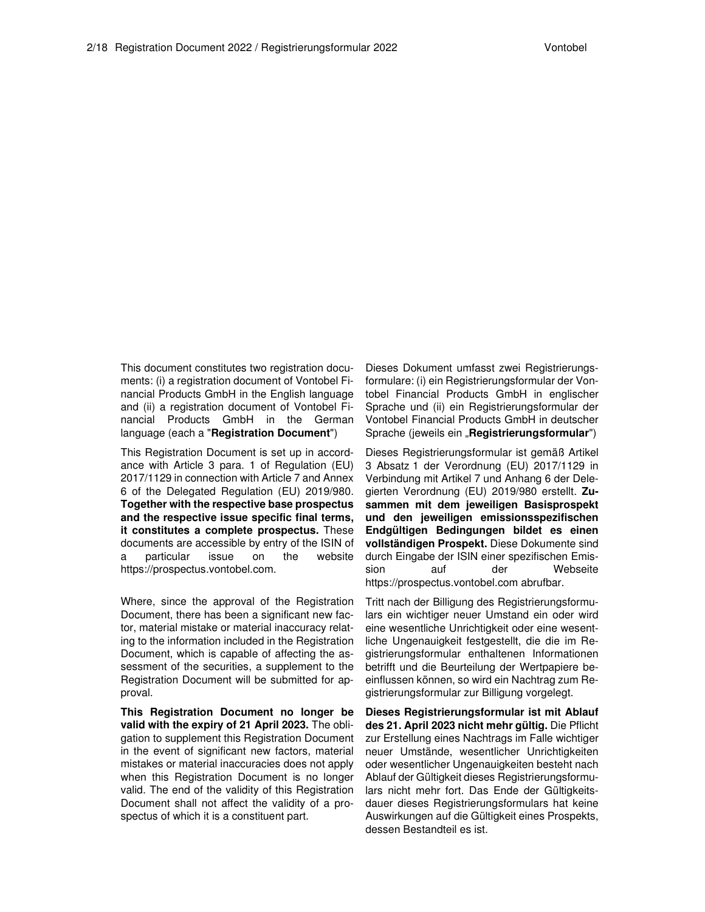This document constitutes two registration documents: (i) a registration document of Vontobel Financial Products GmbH in the English language and (ii) a registration document of Vontobel Financial Products GmbH in the German language (each a "**Registration Document**")

This Registration Document is set up in accordance with Article 3 para. 1 of Regulation (EU) 2017/1129 in connection with Article 7 and Annex 6 of the Delegated Regulation (EU) 2019/980. **Together with the respective base prospectus and the respective issue specific final terms, it constitutes a complete prospectus.** These documents are accessible by entry of the ISIN of a particular issue on the website https://prospectus.vontobel.com.

Where, since the approval of the Registration Document, there has been a significant new factor, material mistake or material inaccuracy relating to the information included in the Registration Document, which is capable of affecting the assessment of the securities, a supplement to the Registration Document will be submitted for approval.

**This Registration Document no longer be valid with the expiry of 21 April 2023.** The obligation to supplement this Registration Document in the event of significant new factors, material mistakes or material inaccuracies does not apply when this Registration Document is no longer valid. The end of the validity of this Registration Document shall not affect the validity of a prospectus of which it is a constituent part.

Dieses Dokument umfasst zwei Registrierungsformulare: (i) ein Registrierungsformular der Vontobel Financial Products GmbH in englischer Sprache und (ii) ein Registrierungsformular der Vontobel Financial Products GmbH in deutscher Sprache (jeweils ein „**Registrierungsformular**")

Dieses Registrierungsformular ist gemäß Artikel 3 Absatz 1 der Verordnung (EU) 2017/1129 in Verbindung mit Artikel 7 und Anhang 6 der Delegierten Verordnung (EU) 2019/980 erstellt. **Zusammen mit dem jeweiligen Basisprospekt und den jeweiligen emissionsspezifischen Endgültigen Bedingungen bildet es einen vollständigen Prospekt.** Diese Dokumente sind durch Eingabe der ISIN einer spezifischen Emission auf der Webseite https://prospectus.vontobel.com abrufbar.

Tritt nach der Billigung des Registrierungsformulars ein wichtiger neuer Umstand ein oder wird eine wesentliche Unrichtigkeit oder eine wesentliche Ungenauigkeit festgestellt, die die im Registrierungsformular enthaltenen Informationen betrifft und die Beurteilung der Wertpapiere beeinflussen können, so wird ein Nachtrag zum Registrierungsformular zur Billigung vorgelegt.

**Dieses Registrierungsformular ist mit Ablauf des 21. April 2023 nicht mehr gültig.** Die Pflicht zur Erstellung eines Nachtrags im Falle wichtiger neuer Umstände, wesentlicher Unrichtigkeiten oder wesentlicher Ungenauigkeiten besteht nach Ablauf der Gültigkeit dieses Registrierungsformulars nicht mehr fort. Das Ende der Gültigkeitsdauer dieses Registrierungsformulars hat keine Auswirkungen auf die Gültigkeit eines Prospekts, dessen Bestandteil es ist.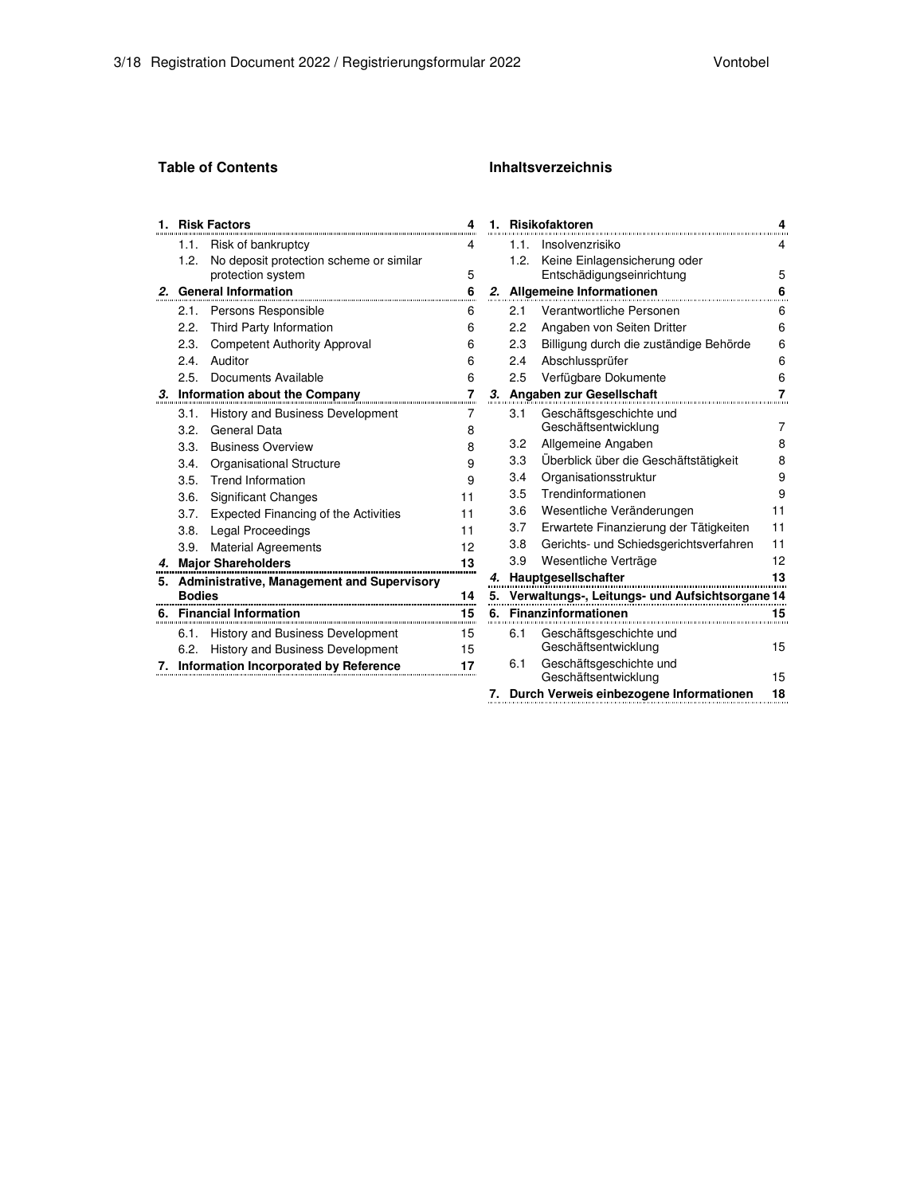**Table of Contents**

| | | | |
|---|---|---|---|
| **1.** | **Risk Factors** | | **4** |
| | 1.1. | Risk of bankruptcy | 4 |
| | 1.2. | No deposit protection scheme or similar protection system | 5 |
| ***2.*** | **General Information** | | **6** |
| | 2.1. | Persons Responsible | 6 |
| | 2.2. | Third Party Information | 6 |
| | 2.3. | Competent Authority Approval | 6 |
| | 2.4. | Auditor | 6 |
| | 2.5. | Documents Available | 6 |
| ***3.*** | **Information about the Company** | | **7** |
| | 3.1. | History and Business Development | 7 |
| | 3.2. | General Data | 8 |
| | 3.3. | Business Overview | 8 |
| | 3.4. | Organisational Structure | 9 |
| | 3.5. | Trend Information | 9 |
| | 3.6. | Significant Changes | 11 |
| | 3.7. | Expected Financing of the Activities | 11 |
| | 3.8. | Legal Proceedings | 11 |
| | 3.9. | Material Agreements | 12 |
| ***4.*** | **Major Shareholders** | | **13** |
| **5.** | **Administrative, Management and Supervisory Bodies** | | **14** |
| **6.** | **Financial Information** | | **15** |
| | 6.1. | History and Business Development | 15 |
| | 6.2. | History and Business Development | 15 |
| **7.** | **Information Incorporated by Reference** | | **17** |

**Inhaltsverzeichnis**

| | | | |
|---|---|---|---|
| **1.** | **Risikofaktoren** | | **4** |
| | 1.1. | Insolvenzrisiko | 4 |
| | 1.2. | Keine Einlagensicherung oder Entschädigungseinrichtung | 5 |
| ***2.*** | **Allgemeine Informationen** | | **6** |
| | 2.1 | Verantwortliche Personen | 6 |
| | 2.2 | Angaben von Seiten Dritter | 6 |
| | 2.3 | Billigung durch die zuständige Behörde | 6 |
| | 2.4 | Abschlussprüfer | 6 |
| | 2.5 | Verfügbare Dokumente | 6 |
| ***3.*** | **Angaben zur Gesellschaft** | | **7** |
| | 3.1 | Geschäftsgeschichte und Geschäftsentwicklung | 7 |
| | 3.2 | Allgemeine Angaben | 8 |
| | 3.3 | Überblick über die Geschäftstätigkeit | 8 |
| | 3.4 | Organisationsstruktur | 9 |
| | 3.5 | Trendinformationen | 9 |
| | 3.6 | Wesentliche Veränderungen | 11 |
| | 3.7 | Erwartete Finanzierung der Tätigkeiten | 11 |
| | 3.8 | Gerichts- und Schiedsgerichtsverfahren | 11 |
| | 3.9 | Wesentliche Verträge | 12 |
| ***4.*** | **Hauptgesellschafter** | | **13** |
| **5.** | **Verwaltungs-, Leitungs- und Aufsichtsorgane** | | **14** |
| **6.** | **Finanzinformationen** | | **15** |
| | 6.1 | Geschäftsgeschichte und Geschäftsentwicklung | 15 |
| | 6.1 | Geschäftsgeschichte und Geschäftsentwicklung | 15 |
| **7.** | **Durch Verweis einbezogene Informationen** | | **18** |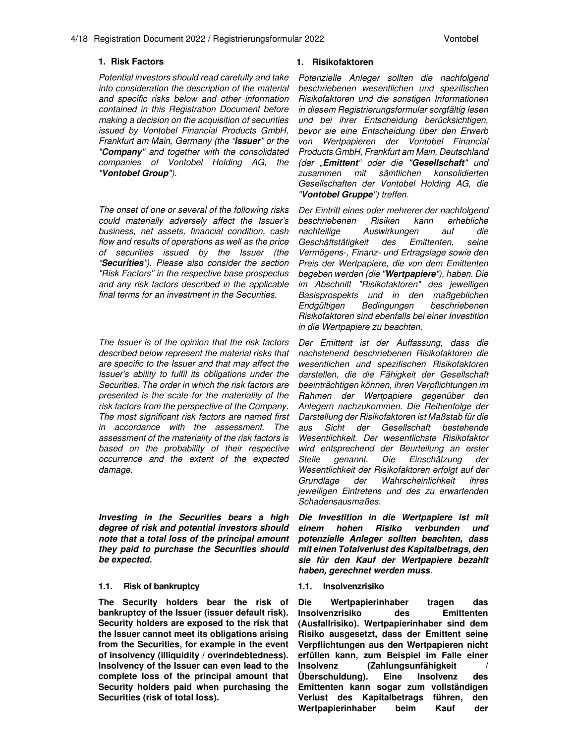## 1. Risk Factors

*Potential investors should read carefully and take into consideration the description of the material and specific risks below and other information contained in this Registration Document before making a decision on the acquisition of securities issued by Vontobel Financial Products GmbH, Frankfurt am Main, Germany (the "**Issuer**" or the "**Company**" and together with the consolidated companies of Vontobel Holding AG, the "**Vontobel Group**").*

*The onset of one or several of the following risks could materially adversely affect the Issuer's business, net assets, financial condition, cash flow and results of operations as well as the price of securities issued by the Issuer (the "**Securities**"). Please also consider the section "Risk Factors" in the respective base prospectus and any risk factors described in the applicable final terms for an investment in the Securities.*

*The Issuer is of the opinion that the risk factors described below represent the material risks that are specific to the Issuer and that may affect the Issuer's ability to fulfil its obligations under the Securities. The order in which the risk factors are presented is the scale for the materiality of the risk factors from the perspective of the Company. The most significant risk factors are named first in accordance with the assessment. The assessment of the materiality of the risk factors is based on the probability of their respective occurrence and the extent of the expected damage.*

***Investing in the Securities bears a high degree of risk and potential investors should note that a total loss of the principal amount they paid to purchase the Securities should be expected.***

### 1.1. Risk of bankruptcy

**The Security holders bear the risk of bankruptcy of the Issuer (issuer default risk). Security holders are exposed to the risk that the Issuer cannot meet its obligations arising from the Securities, for example in the event of insolvency (illiquidity / overindebtedness). Insolvency of the Issuer can even lead to the complete loss of the principal amount that Security holders paid when purchasing the Securities (risk of total loss).**

## 1. Risikofaktoren

*Potenzielle Anleger sollten die nachfolgend beschriebenen wesentlichen und spezifischen Risikofaktoren und die sonstigen Informationen in diesem Registrierungsformular sorgfältig lesen und bei ihrer Entscheidung berücksichtigen, bevor sie eine Entscheidung über den Erwerb von Wertpapieren der Vontobel Financial Products GmbH, Frankfurt am Main, Deutschland (der „**Emittent**" oder die "**Gesellschaft**" und zusammen mit sämtlichen konsolidierten Gesellschaften der Vontobel Holding AG, die "**Vontobel Gruppe**") treffen.*

*Der Eintritt eines oder mehrerer der nachfolgend beschriebenen Risiken kann erhebliche nachteilige Auswirkungen auf die Geschäftstätigkeit des Emittenten, seine Vermögens-, Finanz- und Ertragslage sowie den Preis der Wertpapiere, die von dem Emittenten begeben werden (die "**Wertpapiere**"), haben. Die im Abschnitt "Risikofaktoren" des jeweiligen Basisprospekts und in den maßgeblichen Endgültigen Bedingungen beschriebenen Risikofaktoren sind ebenfalls bei einer Investition in die Wertpapiere zu beachten.*

*Der Emittent ist der Auffassung, dass die nachstehend beschriebenen Risikofaktoren die wesentlichen und spezifischen Risikofaktoren darstellen, die die Fähigkeit der Gesellschaft beeinträchtigen können, ihren Verpflichtungen im Rahmen der Wertpapiere gegenüber den Anlegern nachzukommen. Die Reihenfolge der Darstellung der Risikofaktoren ist Maßstab für die aus Sicht der Gesellschaft bestehende Wesentlichkeit. Der wesentlichste Risikofaktor wird entsprechend der Beurteilung an erster Stelle genannt. Die Einschätzung der Wesentlichkeit der Risikofaktoren erfolgt auf der Grundlage der Wahrscheinlichkeit ihres jeweiligen Eintretens und des zu erwartenden Schadensausmaßes.*

***Die Investition in die Wertpapiere ist mit einem hohen Risiko verbunden und potenzielle Anleger sollten beachten, dass mit einen Totalverlust des Kapitalbetrags, den sie für den Kauf der Wertpapiere bezahlt haben, gerechnet werden muss****.*

### 1.1. Insolvenzrisiko

**Die Wertpapierinhaber tragen das Insolvenzrisiko des Emittenten (Ausfallrisiko). Wertpapierinhaber sind dem Risiko ausgesetzt, dass der Emittent seine Verpflichtungen aus den Wertpapieren nicht erfüllen kann, zum Beispiel im Falle einer Insolvenz (Zahlungsunfähigkeit / Überschuldung). Eine Insolvenz des Emittenten kann sogar zum vollständigen Verlust des Kapitalbetrags führen, den Wertpapierinhaber beim Kauf der**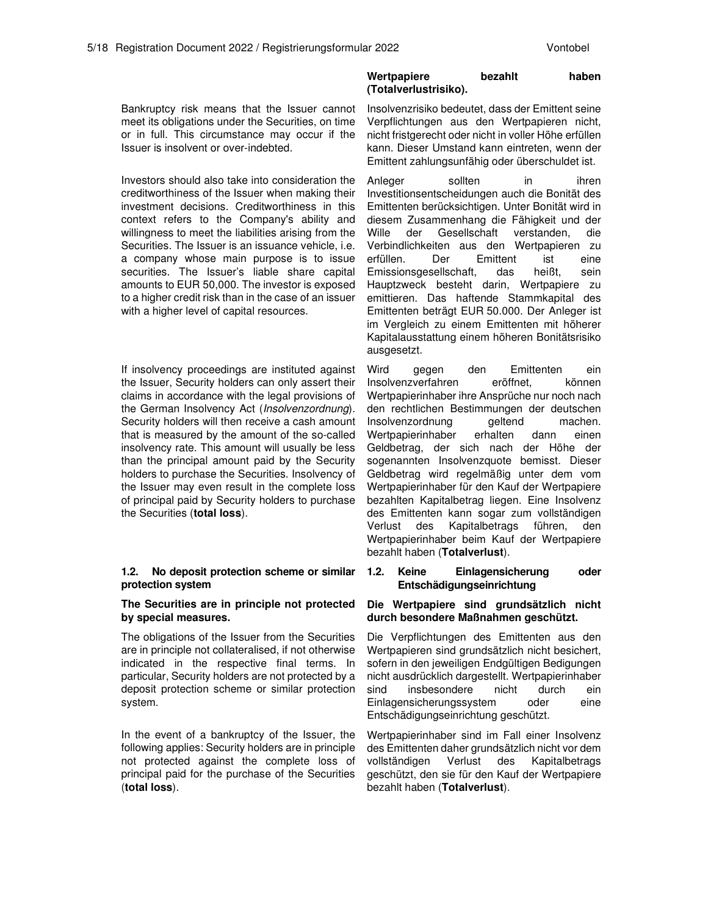**Wertpapiere bezahlt haben (Totalverlustrisiko).**

Bankruptcy risk means that the Issuer cannot meet its obligations under the Securities, on time or in full. This circumstance may occur if the Issuer is insolvent or over-indebted.

Insolvenzrisiko bedeutet, dass der Emittent seine Verpflichtungen aus den Wertpapieren nicht, nicht fristgerecht oder nicht in voller Höhe erfüllen kann. Dieser Umstand kann eintreten, wenn der Emittent zahlungsunfähig oder überschuldet ist.

Investors should also take into consideration the creditworthiness of the Issuer when making their investment decisions. Creditworthiness in this context refers to the Company's ability and willingness to meet the liabilities arising from the Securities. The Issuer is an issuance vehicle, i.e. a company whose main purpose is to issue securities. The Issuer's liable share capital amounts to EUR 50,000. The investor is exposed to a higher credit risk than in the case of an issuer with a higher level of capital resources.

Anleger sollten in ihren Investitionsentscheidungen auch die Bonität des Emittenten berücksichtigen. Unter Bonität wird in diesem Zusammenhang die Fähigkeit und der Wille der Gesellschaft verstanden, die Verbindlichkeiten aus den Wertpapieren zu erfüllen. Der Emittent ist eine Emissionsgesellschaft, das heißt, sein Hauptzweck besteht darin, Wertpapiere zu emittieren. Das haftende Stammkapital des Emittenten beträgt EUR 50.000. Der Anleger ist im Vergleich zu einem Emittenten mit höherer Kapitalausstattung einem höheren Bonitätsrisiko ausgesetzt.

If insolvency proceedings are instituted against the Issuer, Security holders can only assert their claims in accordance with the legal provisions of the German Insolvency Act (*Insolvenzordnung*). Security holders will then receive a cash amount that is measured by the amount of the so-called insolvency rate. This amount will usually be less than the principal amount paid by the Security holders to purchase the Securities. Insolvency of the Issuer may even result in the complete loss of principal paid by Security holders to purchase the Securities (**total loss**).

Wird gegen den Emittenten ein Insolvenzverfahren eröffnet, können Wertpapierinhaber ihre Ansprüche nur noch nach den rechtlichen Bestimmungen der deutschen Insolvenzordnung geltend machen. Wertpapierinhaber erhalten dann einen Geldbetrag, der sich nach der Höhe der sogenannten Insolvenzquote bemisst. Dieser Geldbetrag wird regelmäßig unter dem vom Wertpapierinhaber für den Kauf der Wertpapiere bezahlten Kapitalbetrag liegen. Eine Insolvenz des Emittenten kann sogar zum vollständigen Verlust des Kapitalbetrags führen, den Wertpapierinhaber beim Kauf der Wertpapiere bezahlt haben (**Totalverlust**).

#### 1.2. No deposit protection scheme or similar protection system

#### 1.2. Keine Einlagensicherung oder Entschädigungseinrichtung

**The Securities are in principle not protected by special measures.**

**Die Wertpapiere sind grundsätzlich nicht durch besondere Maßnahmen geschützt.**

The obligations of the Issuer from the Securities are in principle not collateralised, if not otherwise indicated in the respective final terms. In particular, Security holders are not protected by a deposit protection scheme or similar protection system.

Die Verpflichtungen des Emittenten aus den Wertpapieren sind grundsätzlich nicht besichert, sofern in den jeweiligen Endgültigen Bedigungen nicht ausdrücklich dargestellt. Wertpapierinhaber sind insbesondere nicht durch ein Einlagensicherungssystem oder eine Entschädigungseinrichtung geschützt.

In the event of a bankruptcy of the Issuer, the following applies: Security holders are in principle not protected against the complete loss of principal paid for the purchase of the Securities (**total loss**).

Wertpapierinhaber sind im Fall einer Insolvenz des Emittenten daher grundsätzlich nicht vor dem vollständigen Verlust des Kapitalbetrags geschützt, den sie für den Kauf der Wertpapiere bezahlt haben (**Totalverlust**).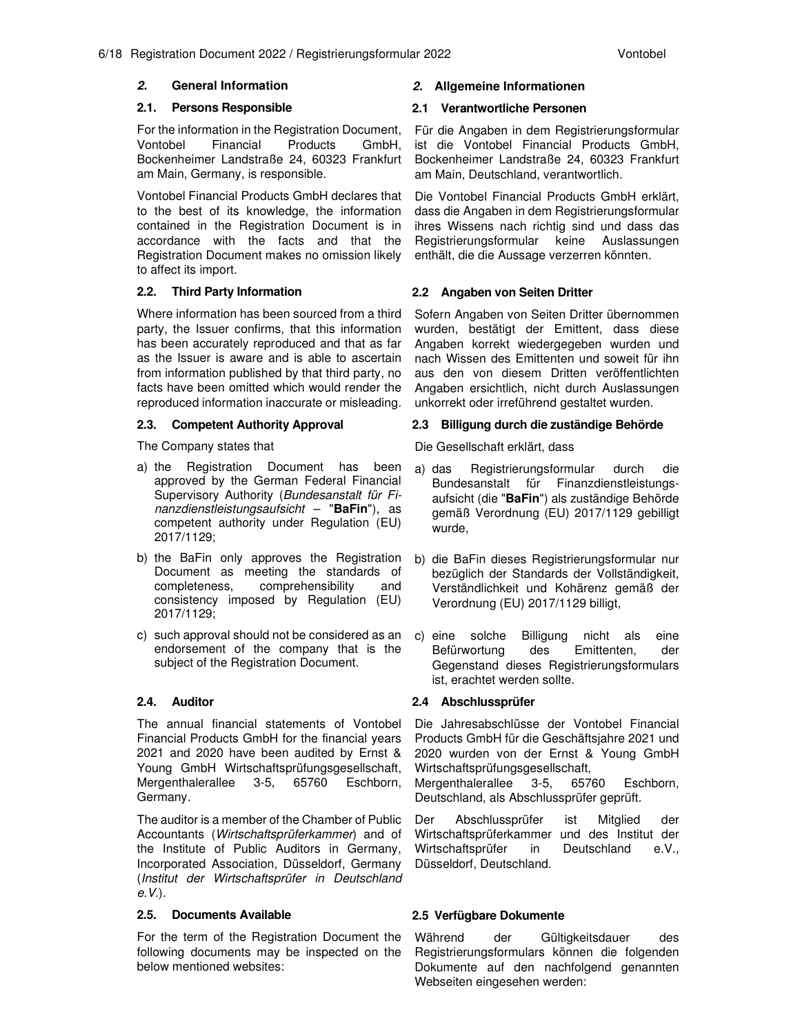## *2.* General Information

### 2.1. Persons Responsible

For the information in the Registration Document, Vontobel Financial Products GmbH, Bockenheimer Landstraße 24, 60323 Frankfurt am Main, Germany, is responsible.

Vontobel Financial Products GmbH declares that to the best of its knowledge, the information contained in the Registration Document is in accordance with the facts and that the Registration Document makes no omission likely to affect its import.

### 2.2. Third Party Information

Where information has been sourced from a third party, the Issuer confirms, that this information has been accurately reproduced and that as far as the Issuer is aware and is able to ascertain from information published by that third party, no facts have been omitted which would render the reproduced information inaccurate or misleading.

### 2.3. Competent Authority Approval

The Company states that

a) the Registration Document has been approved by the German Federal Financial Supervisory Authority (*Bundesanstalt für Finanzdienstleistungsaufsicht* – "**BaFin**"), as competent authority under Regulation (EU) 2017/1129;

b) the BaFin only approves the Registration Document as meeting the standards of completeness, comprehensibility and consistency imposed by Regulation (EU) 2017/1129;

c) such approval should not be considered as an endorsement of the company that is the subject of the Registration Document.

### 2.4. Auditor

The annual financial statements of Vontobel Financial Products GmbH for the financial years 2021 and 2020 have been audited by Ernst & Young GmbH Wirtschaftsprüfungsgesellschaft, Mergenthalerallee 3-5, 65760 Eschborn, Germany.

The auditor is a member of the Chamber of Public Accountants (*Wirtschaftsprüferkammer*) and of the Institute of Public Auditors in Germany, Incorporated Association, Düsseldorf, Germany (*Institut der Wirtschaftsprüfer in Deutschland e.V.*).

### 2.5. Documents Available

For the term of the Registration Document the following documents may be inspected on the below mentioned websites:

## *2.* Allgemeine Informationen

### 2.1 Verantwortliche Personen

Für die Angaben in dem Registrierungsformular ist die Vontobel Financial Products GmbH, Bockenheimer Landstraße 24, 60323 Frankfurt am Main, Deutschland, verantwortlich.

Die Vontobel Financial Products GmbH erklärt, dass die Angaben in dem Registrierungsformular ihres Wissens nach richtig sind und dass das Registrierungsformular keine Auslassungen enthält, die die Aussage verzerren könnten.

### 2.2 Angaben von Seiten Dritter

Sofern Angaben von Seiten Dritter übernommen wurden, bestätigt der Emittent, dass diese Angaben korrekt wiedergegeben wurden und nach Wissen des Emittenten und soweit für ihn aus den von diesem Dritten veröffentlichten Angaben ersichtlich, nicht durch Auslassungen unkorrekt oder irreführend gestaltet wurden.

### 2.3 Billigung durch die zuständige Behörde

Die Gesellschaft erklärt, dass

a) das Registrierungsformular durch die Bundesanstalt für Finanzdienstleistungsaufsicht (die "**BaFin**") als zuständige Behörde gemäß Verordnung (EU) 2017/1129 gebilligt wurde,

b) die BaFin dieses Registrierungsformular nur bezüglich der Standards der Vollständigkeit, Verständlichkeit und Kohärenz gemäß der Verordnung (EU) 2017/1129 billigt,

c) eine solche Billigung nicht als eine Befürwortung des Emittenten, der Gegenstand dieses Registrierungsformulars ist, erachtet werden sollte.

### 2.4 Abschlussprüfer

Die Jahresabschlüsse der Vontobel Financial Products GmbH für die Geschäftsjahre 2021 und 2020 wurden von der Ernst & Young GmbH Wirtschaftsprüfungsgesellschaft, Mergenthalerallee 3-5, 65760 Eschborn, Deutschland, als Abschlussprüfer geprüft.

Der Abschlussprüfer ist Mitglied der Wirtschaftsprüferkammer und des Institut der Wirtschaftsprüfer in Deutschland e.V., Düsseldorf, Deutschland.

### 2.5 Verfügbare Dokumente

Während der Gültigkeitsdauer des Registrierungsformulars können die folgenden Dokumente auf den nachfolgend genannten Webseiten eingesehen werden: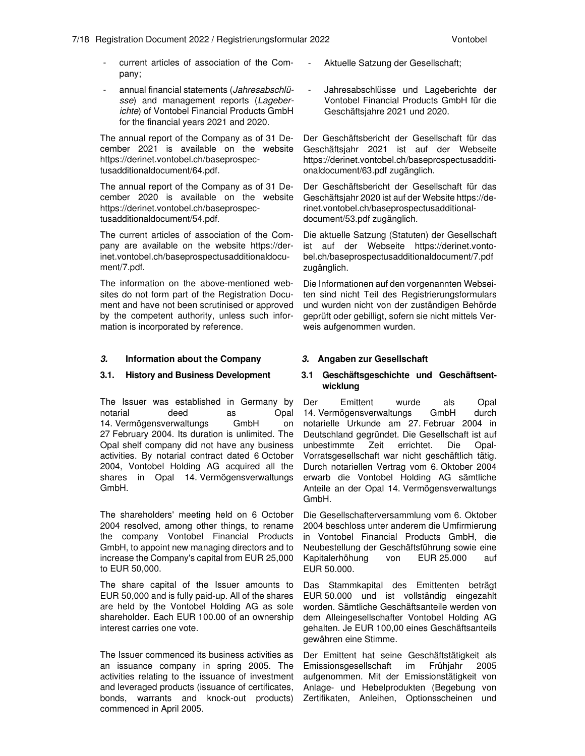- current articles of association of the Company;
- annual financial statements (*Jahresabschlüsse*) and management reports (*Lageberichte*) of Vontobel Financial Products GmbH for the financial years 2021 and 2020.

The annual report of the Company as of 31 December 2021 is available on the website https://derinet.vontobel.ch/baseprospectusadditionaldocument/64.pdf.

The annual report of the Company as of 31 December 2020 is available on the website https://derinet.vontobel.ch/baseprospectusadditionaldocument/54.pdf.

The current articles of association of the Company are available on the website https://derinet.vontobel.ch/baseprospectusadditionaldocument/7.pdf.

The information on the above-mentioned websites do not form part of the Registration Document and have not been scrutinised or approved by the competent authority, unless such information is incorporated by reference.

- Aktuelle Satzung der Gesellschaft;
- Jahresabschlüsse und Lageberichte der Vontobel Financial Products GmbH für die Geschäftsjahre 2021 und 2020.

Der Geschäftsbericht der Gesellschaft für das Geschäftsjahr 2021 ist auf der Webseite https://derinet.vontobel.ch/baseprospectusadditionaldocument/63.pdf zugänglich.

Der Geschäftsbericht der Gesellschaft für das Geschäftsjahr 2020 ist auf der Website https://derinet.vontobel.ch/baseprospectusadditionaldocument/53.pdf zugänglich.

Die aktuelle Satzung (Statuten) der Gesellschaft ist auf der Webseite https://derinet.vontobel.ch/baseprospectusadditionaldocument/7.pdf zugänglich.

Die Informationen auf den vorgenannten Webseiten sind nicht Teil des Registrierungsformulars und wurden nicht von der zuständigen Behörde geprüft oder gebilligt, sofern sie nicht mittels Verweis aufgenommen wurden.

## *3.* Information about the Company

### 3.1. History and Business Development

The Issuer was established in Germany by notarial deed as Opal 14. Vermögensverwaltungs GmbH on 27 February 2004. Its duration is unlimited. The Opal shelf company did not have any business activities. By notarial contract dated 6 October 2004, Vontobel Holding AG acquired all the shares in Opal 14. Vermögensverwaltungs GmbH.

The shareholders' meeting held on 6 October 2004 resolved, among other things, to rename the company Vontobel Financial Products GmbH, to appoint new managing directors and to increase the Company's capital from EUR 25,000 to EUR 50,000.

The share capital of the Issuer amounts to EUR 50,000 and is fully paid-up. All of the shares are held by the Vontobel Holding AG as sole shareholder. Each EUR 100.00 of an ownership interest carries one vote.

The Issuer commenced its business activities as an issuance company in spring 2005. The activities relating to the issuance of investment and leveraged products (issuance of certificates, bonds, warrants and knock-out products) commenced in April 2005.

## *3.* Angaben zur Gesellschaft

### 3.1 Geschäftsgeschichte und Geschäftsentwicklung

Der Emittent wurde als Opal 14. Vermögensverwaltungs GmbH durch notarielle Urkunde am 27. Februar 2004 in Deutschland gegründet. Die Gesellschaft ist auf unbestimmte Zeit errichtet. Die Opal-Vorratsgesellschaft war nicht geschäftlich tätig. Durch notariellen Vertrag vom 6. Oktober 2004 erwarb die Vontobel Holding AG sämtliche Anteile an der Opal 14. Vermögensverwaltungs GmbH.

Die Gesellschafterversammlung vom 6. Oktober 2004 beschloss unter anderem die Umfirmierung in Vontobel Financial Products GmbH, die Neubestellung der Geschäftsführung sowie eine Kapitalerhöhung von EUR 25.000 auf EUR 50.000.

Das Stammkapital des Emittenten beträgt EUR 50.000 und ist vollständig eingezahlt worden. Sämtliche Geschäftsanteile werden von dem Alleingesellschafter Vontobel Holding AG gehalten. Je EUR 100,00 eines Geschäftsanteils gewähren eine Stimme.

Der Emittent hat seine Geschäftstätigkeit als Emissionsgesellschaft im Frühjahr 2005 aufgenommen. Mit der Emissionstätigkeit von Anlage- und Hebelprodukten (Begebung von Zertifikaten, Anleihen, Optionsscheinen und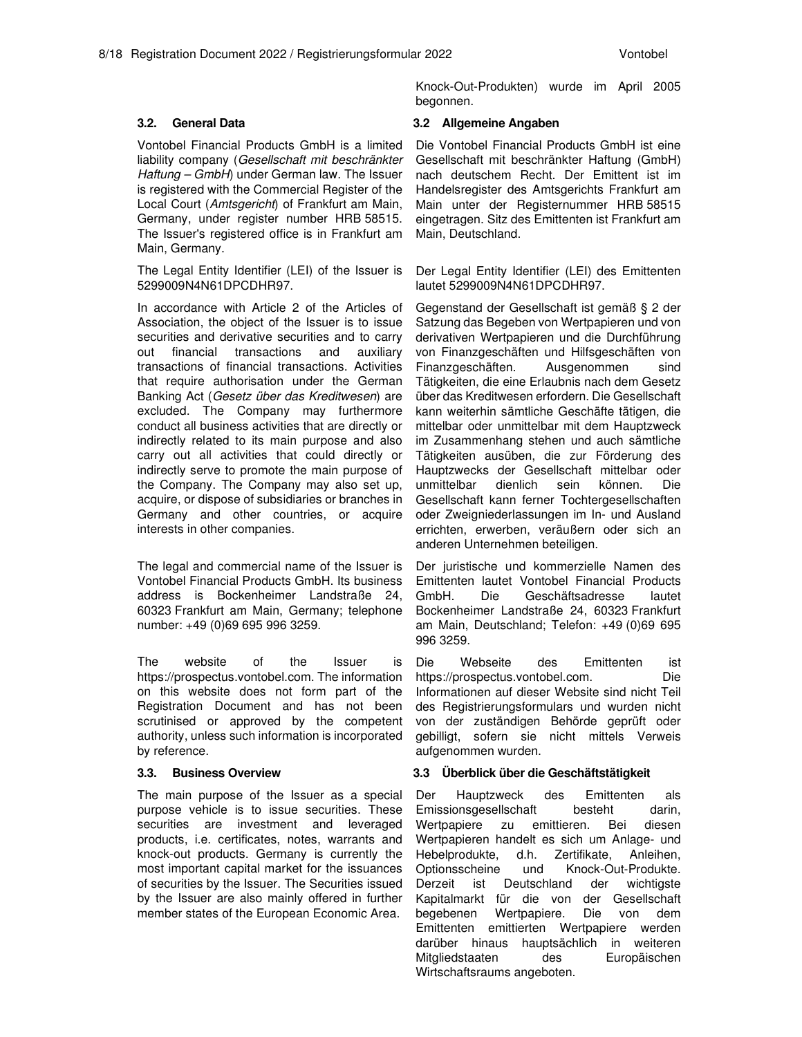Knock-Out-Produkten) wurde im April 2005 begonnen.

### 3.2. General Data

Vontobel Financial Products GmbH is a limited liability company (*Gesellschaft mit beschränkter Haftung – GmbH*) under German law. The Issuer is registered with the Commercial Register of the Local Court (*Amtsgericht*) of Frankfurt am Main, Germany, under register number HRB 58515. The Issuer's registered office is in Frankfurt am Main, Germany.

The Legal Entity Identifier (LEI) of the Issuer is 5299009N4N61DPCDHR97.

In accordance with Article 2 of the Articles of Association, the object of the Issuer is to issue securities and derivative securities and to carry out financial transactions and auxiliary transactions of financial transactions. Activities that require authorisation under the German Banking Act (*Gesetz über das Kreditwesen*) are excluded. The Company may furthermore conduct all business activities that are directly or indirectly related to its main purpose and also carry out all activities that could directly or indirectly serve to promote the main purpose of the Company. The Company may also set up, acquire, or dispose of subsidiaries or branches in Germany and other countries, or acquire interests in other companies.

The legal and commercial name of the Issuer is Vontobel Financial Products GmbH. Its business address is Bockenheimer Landstraße 24, 60323 Frankfurt am Main, Germany; telephone number: +49 (0)69 695 996 3259.

The website of the Issuer is https://prospectus.vontobel.com. The information on this website does not form part of the Registration Document and has not been scrutinised or approved by the competent authority, unless such information is incorporated by reference.

### 3.2 Allgemeine Angaben

Die Vontobel Financial Products GmbH ist eine Gesellschaft mit beschränkter Haftung (GmbH) nach deutschem Recht. Der Emittent ist im Handelsregister des Amtsgerichts Frankfurt am Main unter der Registernummer HRB 58515 eingetragen. Sitz des Emittenten ist Frankfurt am Main, Deutschland.

Der Legal Entity Identifier (LEI) des Emittenten lautet 5299009N4N61DPCDHR97.

Gegenstand der Gesellschaft ist gemäß § 2 der Satzung das Begeben von Wertpapieren und von derivativen Wertpapieren und die Durchführung von Finanzgeschäften und Hilfsgeschäften von Finanzgeschäften. Ausgenommen sind Tätigkeiten, die eine Erlaubnis nach dem Gesetz über das Kreditwesen erfordern. Die Gesellschaft kann weiterhin sämtliche Geschäfte tätigen, die mittelbar oder unmittelbar mit dem Hauptzweck im Zusammenhang stehen und auch sämtliche Tätigkeiten ausüben, die zur Förderung des Hauptzwecks der Gesellschaft mittelbar oder unmittelbar dienlich sein können. Die Gesellschaft kann ferner Tochtergesellschaften oder Zweigniederlassungen im In- und Ausland errichten, erwerben, veräußern oder sich an anderen Unternehmen beteiligen.

Der juristische und kommerzielle Namen des Emittenten lautet Vontobel Financial Products GmbH. Die Geschäftsadresse lautet Bockenheimer Landstraße 24, 60323 Frankfurt am Main, Deutschland; Telefon: +49 (0)69 695 996 3259.

Die Webseite des Emittenten ist https://prospectus.vontobel.com. Die Informationen auf dieser Website sind nicht Teil des Registrierungsformulars und wurden nicht von der zuständigen Behörde geprüft oder gebilligt, sofern sie nicht mittels Verweis aufgenommen wurden.

### 3.3. Business Overview

The main purpose of the Issuer as a special purpose vehicle is to issue securities. These securities are investment and leveraged products, i.e. certificates, notes, warrants and knock-out products. Germany is currently the most important capital market for the issuances of securities by the Issuer. The Securities issued by the Issuer are also mainly offered in further member states of the European Economic Area.

### 3.3 Überblick über die Geschäftstätigkeit

Der Hauptzweck des Emittenten als Emissionsgesellschaft besteht darin, Wertpapiere zu emittieren. Bei diesen Wertpapieren handelt es sich um Anlage- und Hebelprodukte, d.h. Zertifikate, Anleihen, Optionsscheine und Knock-Out-Produkte. Derzeit ist Deutschland der wichtigste Kapitalmarkt für die von der Gesellschaft begebenen Wertpapiere. Die von dem Emittenten emittierten Wertpapiere werden darüber hinaus hauptsächlich in weiteren Mitgliedstaaten des Europäischen Wirtschaftsraums angeboten.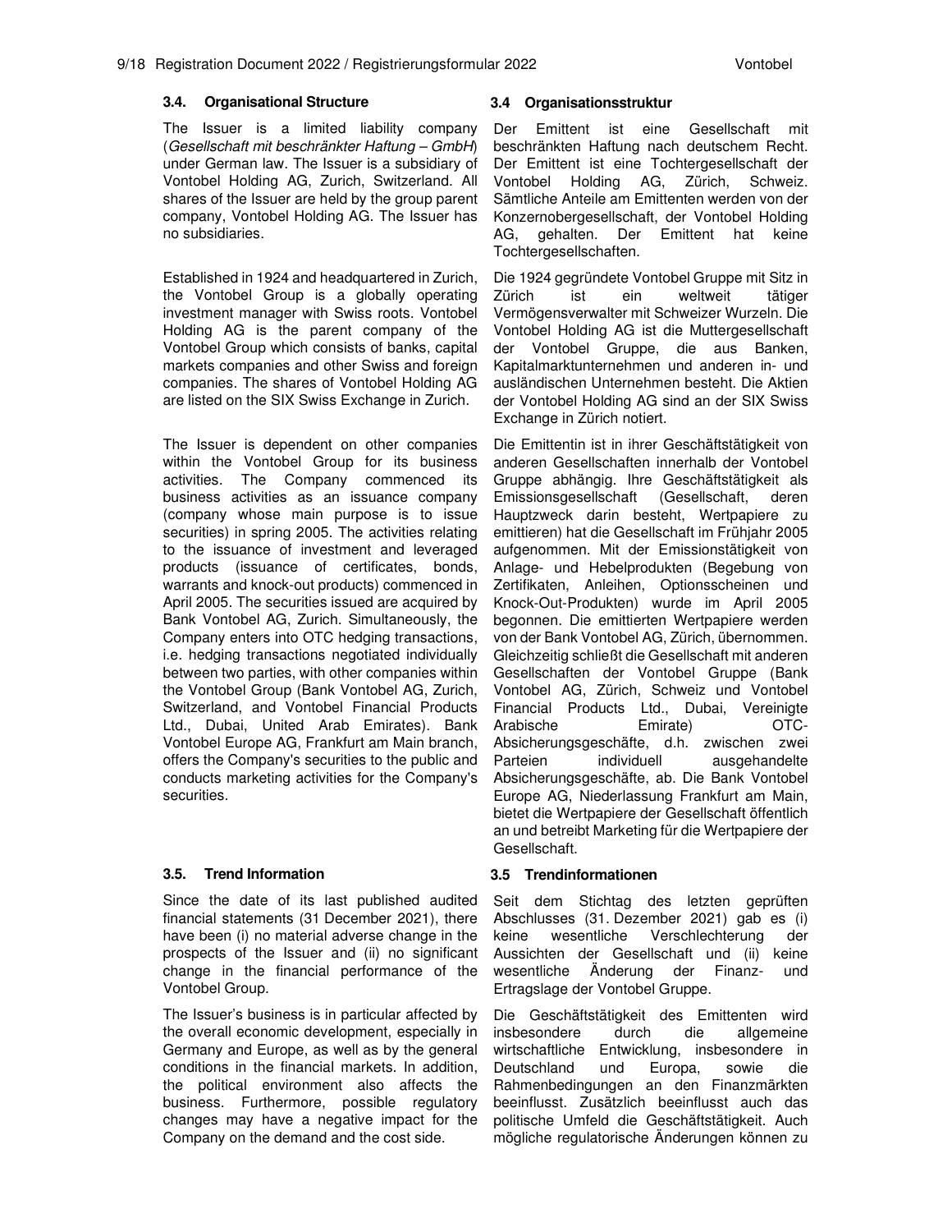### 3.4. Organisational Structure

The Issuer is a limited liability company (*Gesellschaft mit beschränkter Haftung – GmbH*) under German law. The Issuer is a subsidiary of Vontobel Holding AG, Zurich, Switzerland. All shares of the Issuer are held by the group parent company, Vontobel Holding AG. The Issuer has no subsidiaries.

Established in 1924 and headquartered in Zurich, the Vontobel Group is a globally operating investment manager with Swiss roots. Vontobel Holding AG is the parent company of the Vontobel Group which consists of banks, capital markets companies and other Swiss and foreign companies. The shares of Vontobel Holding AG are listed on the SIX Swiss Exchange in Zurich.

The Issuer is dependent on other companies within the Vontobel Group for its business activities. The Company commenced its business activities as an issuance company (company whose main purpose is to issue securities) in spring 2005. The activities relating to the issuance of investment and leveraged products (issuance of certificates, bonds, warrants and knock-out products) commenced in April 2005. The securities issued are acquired by Bank Vontobel AG, Zurich. Simultaneously, the Company enters into OTC hedging transactions, i.e. hedging transactions negotiated individually between two parties, with other companies within the Vontobel Group (Bank Vontobel AG, Zurich, Switzerland, and Vontobel Financial Products Ltd., Dubai, United Arab Emirates). Bank Vontobel Europe AG, Frankfurt am Main branch, offers the Company's securities to the public and conducts marketing activities for the Company's securities.

### 3.5. Trend Information

Since the date of its last published audited financial statements (31 December 2021), there have been (i) no material adverse change in the prospects of the Issuer and (ii) no significant change in the financial performance of the Vontobel Group.

The Issuer's business is in particular affected by the overall economic development, especially in Germany and Europe, as well as by the general conditions in the financial markets. In addition, the political environment also affects the business. Furthermore, possible regulatory changes may have a negative impact for the Company on the demand and the cost side.

### 3.4 Organisationsstruktur

Der Emittent ist eine Gesellschaft mit beschränkten Haftung nach deutschem Recht. Der Emittent ist eine Tochtergesellschaft der Vontobel Holding AG, Zürich, Schweiz. Sämtliche Anteile am Emittenten werden von der Konzernobergesellschaft, der Vontobel Holding AG, gehalten. Der Emittent hat keine Tochtergesellschaften.

Die 1924 gegründete Vontobel Gruppe mit Sitz in Zürich ist ein weltweit tätiger Vermögensverwalter mit Schweizer Wurzeln. Die Vontobel Holding AG ist die Muttergesellschaft der Vontobel Gruppe, die aus Banken, Kapitalmarktunternehmen und anderen in- und ausländischen Unternehmen besteht. Die Aktien der Vontobel Holding AG sind an der SIX Swiss Exchange in Zürich notiert.

Die Emittentin ist in ihrer Geschäftstätigkeit von anderen Gesellschaften innerhalb der Vontobel Gruppe abhängig. Ihre Geschäftstätigkeit als Emissionsgesellschaft (Gesellschaft, deren Hauptzweck darin besteht, Wertpapiere zu emittieren) hat die Gesellschaft im Frühjahr 2005 aufgenommen. Mit der Emissionstätigkeit von Anlage- und Hebelprodukten (Begebung von Zertifikaten, Anleihen, Optionsscheinen und Knock-Out-Produkten) wurde im April 2005 begonnen. Die emittierten Wertpapiere werden von der Bank Vontobel AG, Zürich, übernommen. Gleichzeitig schließt die Gesellschaft mit anderen Gesellschaften der Vontobel Gruppe (Bank Vontobel AG, Zürich, Schweiz und Vontobel Financial Products Ltd., Dubai, Vereinigte Arabische Emirate) OTC-Absicherungsgeschäfte, d.h. zwischen zwei Parteien individuell ausgehandelte Absicherungsgeschäfte, ab. Die Bank Vontobel Europe AG, Niederlassung Frankfurt am Main, bietet die Wertpapiere der Gesellschaft öffentlich an und betreibt Marketing für die Wertpapiere der Gesellschaft.

### 3.5 Trendinformationen

Seit dem Stichtag des letzten geprüften Abschlusses (31. Dezember 2021) gab es (i) keine wesentliche Verschlechterung der Aussichten der Gesellschaft und (ii) keine wesentliche Änderung der Finanz- und Ertragslage der Vontobel Gruppe.

Die Geschäftstätigkeit des Emittenten wird insbesondere durch die allgemeine wirtschaftliche Entwicklung, insbesondere in Deutschland und Europa, sowie die Rahmenbedingungen an den Finanzmärkten beeinflusst. Zusätzlich beeinflusst auch das politische Umfeld die Geschäftstätigkeit. Auch mögliche regulatorische Änderungen können zu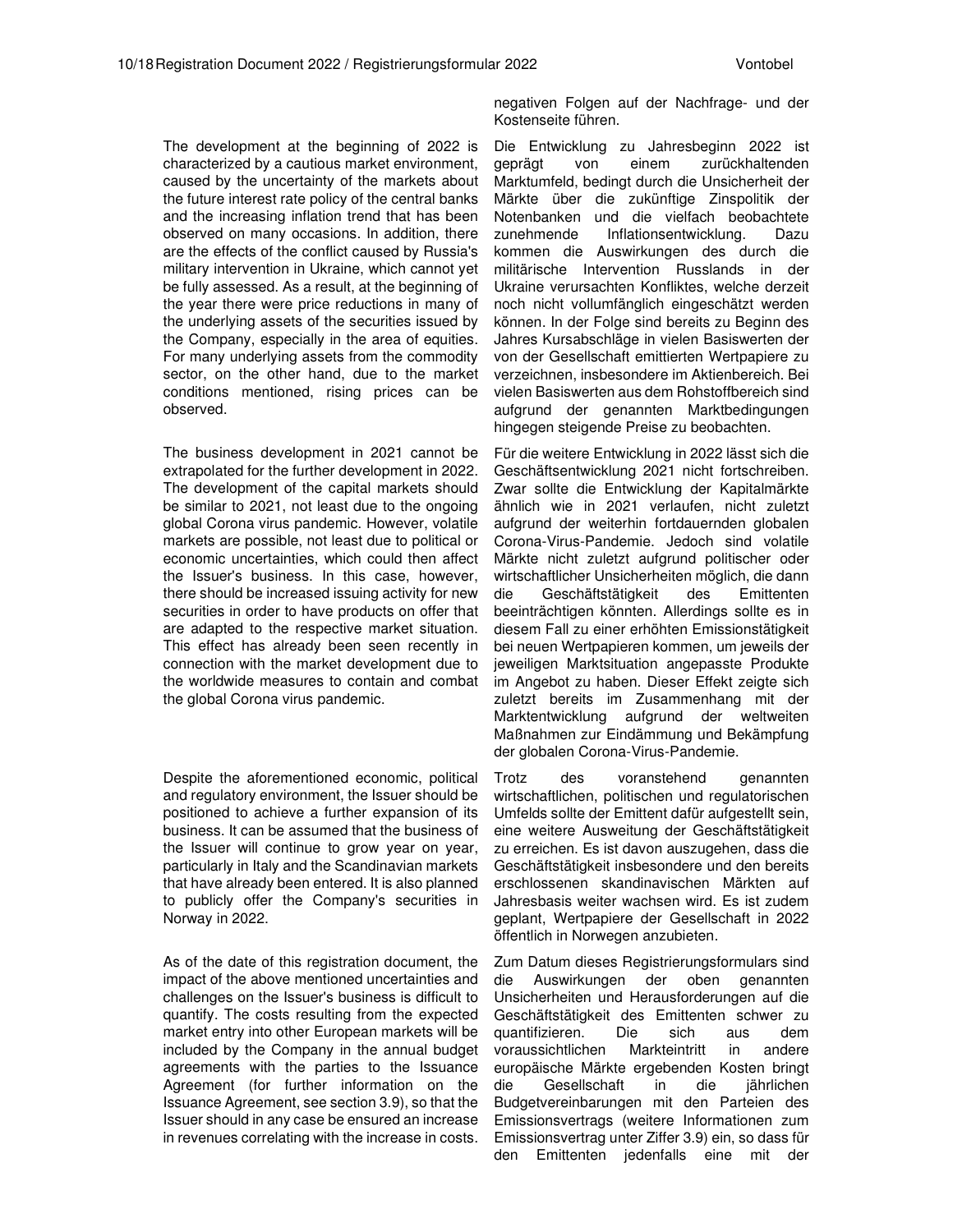negativen Folgen auf der Nachfrage- und der Kostenseite führen.

The development at the beginning of 2022 is characterized by a cautious market environment, caused by the uncertainty of the markets about the future interest rate policy of the central banks and the increasing inflation trend that has been observed on many occasions. In addition, there are the effects of the conflict caused by Russia's military intervention in Ukraine, which cannot yet be fully assessed. As a result, at the beginning of the year there were price reductions in many of the underlying assets of the securities issued by the Company, especially in the area of equities. For many underlying assets from the commodity sector, on the other hand, due to the market conditions mentioned, rising prices can be observed.

Die Entwicklung zu Jahresbeginn 2022 ist geprägt von einem zurückhaltenden Marktumfeld, bedingt durch die Unsicherheit der Märkte über die zukünftige Zinspolitik der Notenbanken und die vielfach beobachtete zunehmende Inflationsentwicklung. Dazu kommen die Auswirkungen des durch die militärische Intervention Russlands in der Ukraine verursachten Konfliktes, welche derzeit noch nicht vollumfänglich eingeschätzt werden können. In der Folge sind bereits zu Beginn des Jahres Kursabschläge in vielen Basiswerten der von der Gesellschaft emittierten Wertpapiere zu verzeichnen, insbesondere im Aktienbereich. Bei vielen Basiswerten aus dem Rohstoffbereich sind aufgrund der genannten Marktbedingungen hingegen steigende Preise zu beobachten.

The business development in 2021 cannot be extrapolated for the further development in 2022. The development of the capital markets should be similar to 2021, not least due to the ongoing global Corona virus pandemic. However, volatile markets are possible, not least due to political or economic uncertainties, which could then affect the Issuer's business. In this case, however, there should be increased issuing activity for new securities in order to have products on offer that are adapted to the respective market situation. This effect has already been seen recently in connection with the market development due to the worldwide measures to contain and combat the global Corona virus pandemic.

Für die weitere Entwicklung in 2022 lässt sich die Geschäftsentwicklung 2021 nicht fortschreiben. Zwar sollte die Entwicklung der Kapitalmärkte ähnlich wie in 2021 verlaufen, nicht zuletzt aufgrund der weiterhin fortdauernden globalen Corona-Virus-Pandemie. Jedoch sind volatile Märkte nicht zuletzt aufgrund politischer oder wirtschaftlicher Unsicherheiten möglich, die dann die Geschäftstätigkeit des Emittenten beeinträchtigen könnten. Allerdings sollte es in diesem Fall zu einer erhöhten Emissionstätigkeit bei neuen Wertpapieren kommen, um jeweils der jeweiligen Marktsituation angepasste Produkte im Angebot zu haben. Dieser Effekt zeigte sich zuletzt bereits im Zusammenhang mit der Marktentwicklung aufgrund der weltweiten Maßnahmen zur Eindämmung und Bekämpfung der globalen Corona-Virus-Pandemie.

Despite the aforementioned economic, political and regulatory environment, the Issuer should be positioned to achieve a further expansion of its business. It can be assumed that the business of the Issuer will continue to grow year on year, particularly in Italy and the Scandinavian markets that have already been entered. It is also planned to publicly offer the Company's securities in Norway in 2022.

Trotz des voranstehend genannten wirtschaftlichen, politischen und regulatorischen Umfelds sollte der Emittent dafür aufgestellt sein, eine weitere Ausweitung der Geschäftstätigkeit zu erreichen. Es ist davon auszugehen, dass die Geschäftstätigkeit insbesondere und den bereits erschlossenen skandinavischen Märkten auf Jahresbasis weiter wachsen wird. Es ist zudem geplant, Wertpapiere der Gesellschaft in 2022 öffentlich in Norwegen anzubieten.

As of the date of this registration document, the impact of the above mentioned uncertainties and challenges on the Issuer's business is difficult to quantify. The costs resulting from the expected market entry into other European markets will be included by the Company in the annual budget agreements with the parties to the Issuance Agreement (for further information on the Issuance Agreement, see section 3.9), so that the Issuer should in any case be ensured an increase in revenues correlating with the increase in costs.

Zum Datum dieses Registrierungsformulars sind die Auswirkungen der oben genannten Unsicherheiten und Herausforderungen auf die Geschäftstätigkeit des Emittenten schwer zu quantifizieren. Die sich aus dem voraussichtlichen Markteintritt in andere europäische Märkte ergebenden Kosten bringt die Gesellschaft in die jährlichen Budgetvereinbarungen mit den Parteien des Emissionsvertrags (weitere Informationen zum Emissionsvertrag unter Ziffer 3.9) ein, so dass für den Emittenten jedenfalls eine mit der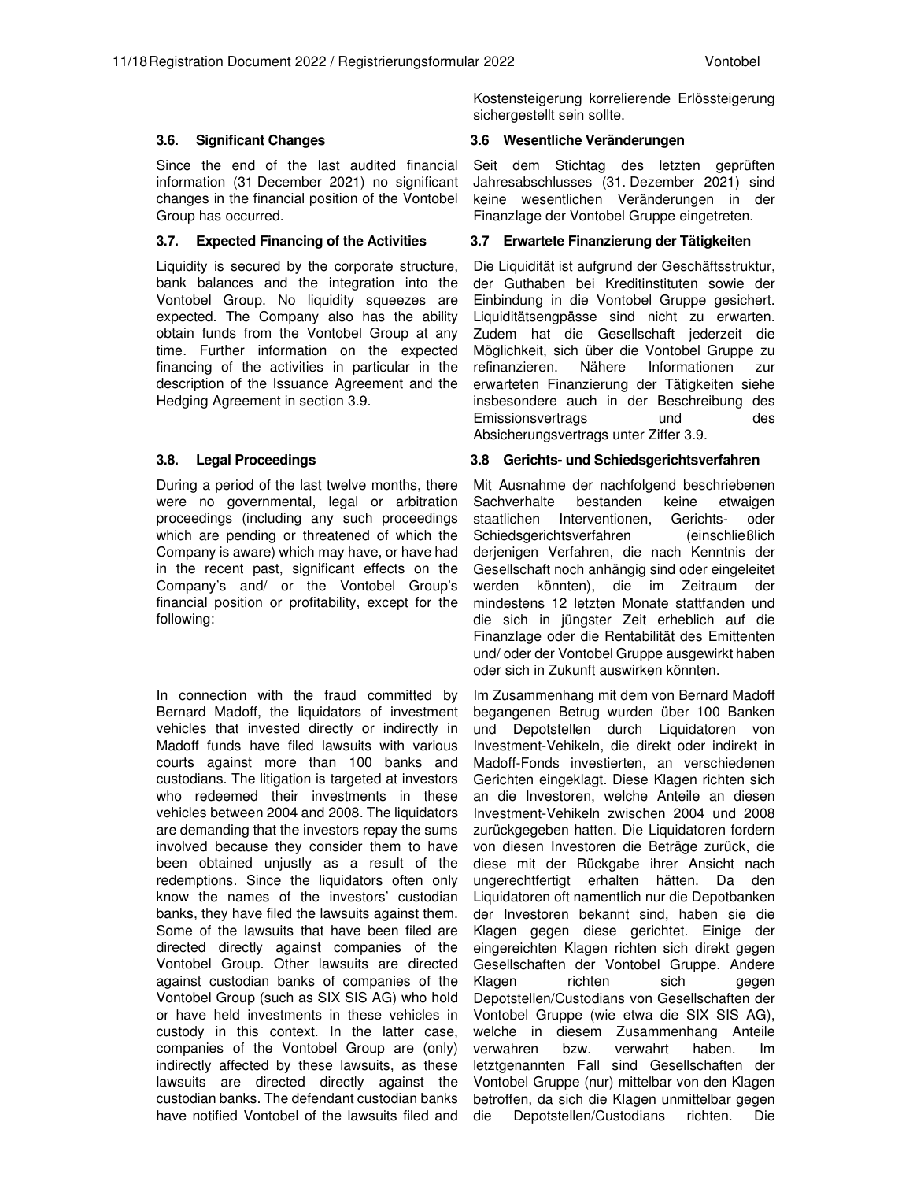Kostensteigerung korrelierende Erlössteigerung sichergestellt sein sollte.

### 3.6. Significant Changes

Since the end of the last audited financial information (31 December 2021) no significant changes in the financial position of the Vontobel Group has occurred.

### 3.6 Wesentliche Veränderungen

Seit dem Stichtag des letzten geprüften Jahresabschlusses (31. Dezember 2021) sind keine wesentlichen Veränderungen in der Finanzlage der Vontobel Gruppe eingetreten.

### 3.7. Expected Financing of the Activities

Liquidity is secured by the corporate structure, bank balances and the integration into the Vontobel Group. No liquidity squeezes are expected. The Company also has the ability obtain funds from the Vontobel Group at any time. Further information on the expected financing of the activities in particular in the description of the Issuance Agreement and the Hedging Agreement in section 3.9.

### 3.7 Erwartete Finanzierung der Tätigkeiten

Die Liquidität ist aufgrund der Geschäftsstruktur, der Guthaben bei Kreditinstituten sowie der Einbindung in die Vontobel Gruppe gesichert. Liquiditätsengpässe sind nicht zu erwarten. Zudem hat die Gesellschaft jederzeit die Möglichkeit, sich über die Vontobel Gruppe zu refinanzieren. Nähere Informationen zur erwarteten Finanzierung der Tätigkeiten siehe insbesondere auch in der Beschreibung des Emissionsvertrags und des Absicherungsvertrags unter Ziffer 3.9.

### 3.8. Legal Proceedings

During a period of the last twelve months, there were no governmental, legal or arbitration proceedings (including any such proceedings which are pending or threatened of which the Company is aware) which may have, or have had in the recent past, significant effects on the Company's and/ or the Vontobel Group's financial position or profitability, except for the following:

In connection with the fraud committed by Bernard Madoff, the liquidators of investment vehicles that invested directly or indirectly in Madoff funds have filed lawsuits with various courts against more than 100 banks and custodians. The litigation is targeted at investors who redeemed their investments in these vehicles between 2004 and 2008. The liquidators are demanding that the investors repay the sums involved because they consider them to have been obtained unjustly as a result of the redemptions. Since the liquidators often only know the names of the investors' custodian banks, they have filed the lawsuits against them. Some of the lawsuits that have been filed are directed directly against companies of the Vontobel Group. Other lawsuits are directed against custodian banks of companies of the Vontobel Group (such as SIX SIS AG) who hold or have held investments in these vehicles in custody in this context. In the latter case, companies of the Vontobel Group are (only) indirectly affected by these lawsuits, as these lawsuits are directed directly against the custodian banks. The defendant custodian banks have notified Vontobel of the lawsuits filed and

### 3.8 Gerichts- und Schiedsgerichtsverfahren

Mit Ausnahme der nachfolgend beschriebenen Sachverhalte bestanden keine etwaigen staatlichen Interventionen, Gerichts- oder Schiedsgerichtsverfahren (einschließlich derjenigen Verfahren, die nach Kenntnis der Gesellschaft noch anhängig sind oder eingeleitet werden könnten), die im Zeitraum der mindestens 12 letzten Monate stattfanden und die sich in jüngster Zeit erheblich auf die Finanzlage oder die Rentabilität des Emittenten und/ oder der Vontobel Gruppe ausgewirkt haben oder sich in Zukunft auswirken könnten.

Im Zusammenhang mit dem von Bernard Madoff begangenen Betrug wurden über 100 Banken und Depotstellen durch Liquidatoren von Investment-Vehikeln, die direkt oder indirekt in Madoff-Fonds investierten, an verschiedenen Gerichten eingeklagt. Diese Klagen richten sich an die Investoren, welche Anteile an diesen Investment-Vehikeln zwischen 2004 und 2008 zurückgegeben hatten. Die Liquidatoren fordern von diesen Investoren die Beträge zurück, die diese mit der Rückgabe ihrer Ansicht nach ungerechtfertigt erhalten hätten. Da den Liquidatoren oft namentlich nur die Depotbanken der Investoren bekannt sind, haben sie die Klagen gegen diese gerichtet. Einige der eingereichten Klagen richten sich direkt gegen Gesellschaften der Vontobel Gruppe. Andere Klagen richten sich gegen Depotstellen/Custodians von Gesellschaften der Vontobel Gruppe (wie etwa die SIX SIS AG), welche in diesem Zusammenhang Anteile verwahren bzw. verwahrt haben. Im letztgenannten Fall sind Gesellschaften der Vontobel Gruppe (nur) mittelbar von den Klagen betroffen, da sich die Klagen unmittelbar gegen die Depotstellen/Custodians richten. Die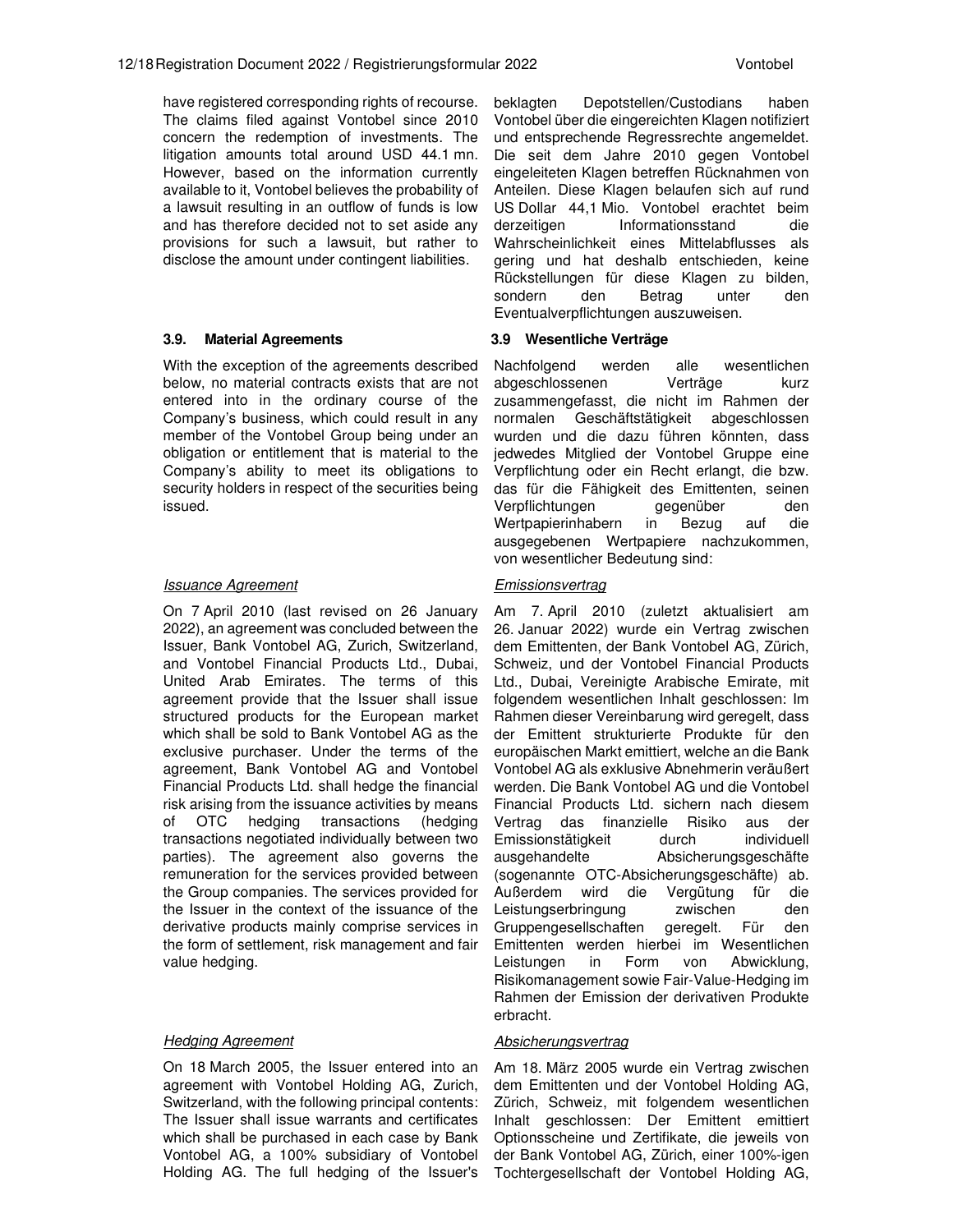have registered corresponding rights of recourse. The claims filed against Vontobel since 2010 concern the redemption of investments. The litigation amounts total around USD 44.1 mn. However, based on the information currently available to it, Vontobel believes the probability of a lawsuit resulting in an outflow of funds is low and has therefore decided not to set aside any provisions for such a lawsuit, but rather to disclose the amount under contingent liabilities.

beklagten Depotstellen/Custodians haben Vontobel über die eingereichten Klagen notifiziert und entsprechende Regressrechte angemeldet. Die seit dem Jahre 2010 gegen Vontobel eingeleiteten Klagen betreffen Rücknahmen von Anteilen. Diese Klagen belaufen sich auf rund US Dollar 44,1 Mio. Vontobel erachtet beim derzeitigen Informationsstand die Wahrscheinlichkeit eines Mittelabflusses als gering und hat deshalb entschieden, keine Rückstellungen für diese Klagen zu bilden, sondern den Betrag unter den Eventualverpflichtungen auszuweisen.

### 3.9. Material Agreements

With the exception of the agreements described below, no material contracts exists that are not entered into in the ordinary course of the Company's business, which could result in any member of the Vontobel Group being under an obligation or entitlement that is material to the Company's ability to meet its obligations to security holders in respect of the securities being issued.

#### *Issuance Agreement*

On 7 April 2010 (last revised on 26 January 2022), an agreement was concluded between the Issuer, Bank Vontobel AG, Zurich, Switzerland, and Vontobel Financial Products Ltd., Dubai, United Arab Emirates. The terms of this agreement provide that the Issuer shall issue structured products for the European market which shall be sold to Bank Vontobel AG as the exclusive purchaser. Under the terms of the agreement, Bank Vontobel AG and Vontobel Financial Products Ltd. shall hedge the financial risk arising from the issuance activities by means of OTC hedging transactions (hedging transactions negotiated individually between two parties). The agreement also governs the remuneration for the services provided between the Group companies. The services provided for the Issuer in the context of the issuance of the derivative products mainly comprise services in the form of settlement, risk management and fair value hedging.

#### *Hedging Agreement*

On 18 March 2005, the Issuer entered into an agreement with Vontobel Holding AG, Zurich, Switzerland, with the following principal contents: The Issuer shall issue warrants and certificates which shall be purchased in each case by Bank Vontobel AG, a 100% subsidiary of Vontobel Holding AG. The full hedging of the Issuer's

### 3.9 Wesentliche Verträge

Nachfolgend werden alle wesentlichen abgeschlossenen Verträge kurz zusammengefasst, die nicht im Rahmen der normalen Geschäftstätigkeit abgeschlossen wurden und die dazu führen könnten, dass jedwedes Mitglied der Vontobel Gruppe eine Verpflichtung oder ein Recht erlangt, die bzw. das für die Fähigkeit des Emittenten, seinen Verpflichtungen gegenüber den Wertpapierinhabern in Bezug auf die ausgegebenen Wertpapiere nachzukommen, von wesentlicher Bedeutung sind:

#### *Emissionsvertrag*

Am 7. April 2010 (zuletzt aktualisiert am 26. Januar 2022) wurde ein Vertrag zwischen dem Emittenten, der Bank Vontobel AG, Zürich, Schweiz, und der Vontobel Financial Products Ltd., Dubai, Vereinigte Arabische Emirate, mit folgendem wesentlichen Inhalt geschlossen: Im Rahmen dieser Vereinbarung wird geregelt, dass der Emittent strukturierte Produkte für den europäischen Markt emittiert, welche an die Bank Vontobel AG als exklusive Abnehmerin veräußert werden. Die Bank Vontobel AG und die Vontobel Financial Products Ltd. sichern nach diesem Vertrag das finanzielle Risiko aus der Emissionstätigkeit durch individuell ausgehandelte Absicherungsgeschäfte (sogenannte OTC-Absicherungsgeschäfte) ab. Außerdem wird die Vergütung für die Leistungserbringung zwischen den Gruppengesellschaften geregelt. Für den Emittenten werden hierbei im Wesentlichen Leistungen in Form von Abwicklung, Risikomanagement sowie Fair-Value-Hedging im Rahmen der Emission der derivativen Produkte erbracht.

#### *Absicherungsvertrag*

Am 18. März 2005 wurde ein Vertrag zwischen dem Emittenten und der Vontobel Holding AG, Zürich, Schweiz, mit folgendem wesentlichen Inhalt geschlossen: Der Emittent emittiert Optionsscheine und Zertifikate, die jeweils von der Bank Vontobel AG, Zürich, einer 100%-igen Tochtergesellschaft der Vontobel Holding AG,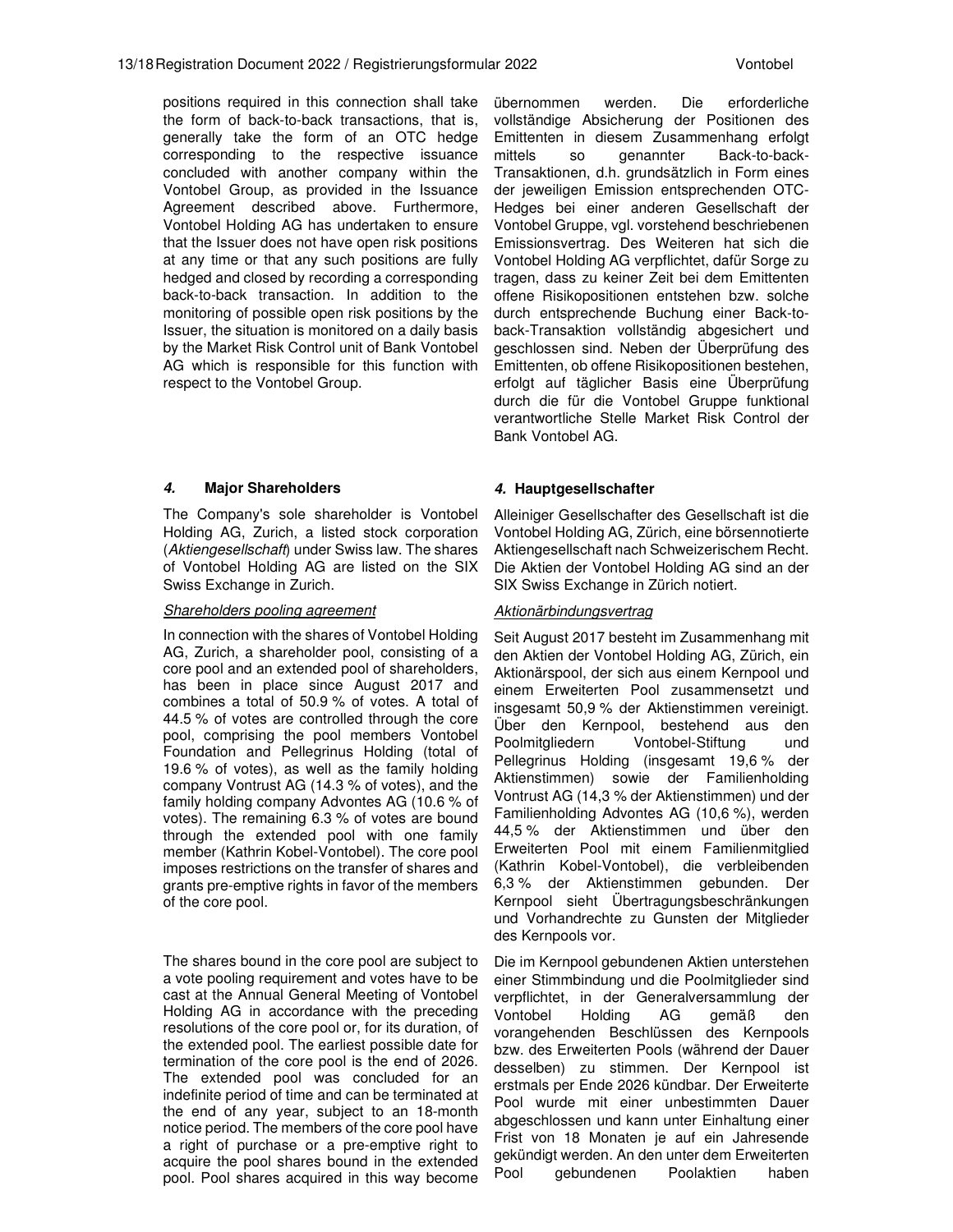positions required in this connection shall take the form of back-to-back transactions, that is, generally take the form of an OTC hedge corresponding to the respective issuance concluded with another company within the Vontobel Group, as provided in the Issuance Agreement described above. Furthermore, Vontobel Holding AG has undertaken to ensure that the Issuer does not have open risk positions at any time or that any such positions are fully hedged and closed by recording a corresponding back-to-back transaction. In addition to the monitoring of possible open risk positions by the Issuer, the situation is monitored on a daily basis by the Market Risk Control unit of Bank Vontobel AG which is responsible for this function with respect to the Vontobel Group.

übernommen werden. Die erforderliche vollständige Absicherung der Positionen des Emittenten in diesem Zusammenhang erfolgt mittels so genannter Back-to-back-Transaktionen, d.h. grundsätzlich in Form eines der jeweiligen Emission entsprechenden OTC-Hedges bei einer anderen Gesellschaft der Vontobel Gruppe, vgl. vorstehend beschriebenen Emissionsvertrag. Des Weiteren hat sich die Vontobel Holding AG verpflichtet, dafür Sorge zu tragen, dass zu keiner Zeit bei dem Emittenten offene Risikopositionen entstehen bzw. solche durch entsprechende Buchung einer Back-to-back-Transaktion vollständig abgesichert und geschlossen sind. Neben der Überprüfung des Emittenten, ob offene Risikopositionen bestehen, erfolgt auf täglicher Basis eine Überprüfung durch die für die Vontobel Gruppe funktional verantwortliche Stelle Market Risk Control der Bank Vontobel AG.

## *4.* Major Shareholders

The Company's sole shareholder is Vontobel Holding AG, Zurich, a listed stock corporation (*Aktiengesellschaft*) under Swiss law. The shares of Vontobel Holding AG are listed on the SIX Swiss Exchange in Zurich.

*Shareholders pooling agreement*

In connection with the shares of Vontobel Holding AG, Zurich, a shareholder pool, consisting of a core pool and an extended pool of shareholders, has been in place since August 2017 and combines a total of 50.9 % of votes. A total of 44.5 % of votes are controlled through the core pool, comprising the pool members Vontobel Foundation and Pellegrinus Holding (total of 19.6 % of votes), as well as the family holding company Vontrust AG (14.3 % of votes), and the family holding company Advontes AG (10.6 % of votes). The remaining 6.3 % of votes are bound through the extended pool with one family member (Kathrin Kobel-Vontobel). The core pool imposes restrictions on the transfer of shares and grants pre-emptive rights in favor of the members of the core pool.

The shares bound in the core pool are subject to a vote pooling requirement and votes have to be cast at the Annual General Meeting of Vontobel Holding AG in accordance with the preceding resolutions of the core pool or, for its duration, of the extended pool. The earliest possible date for termination of the core pool is the end of 2026. The extended pool was concluded for an indefinite period of time and can be terminated at the end of any year, subject to an 18-month notice period. The members of the core pool have a right of purchase or a pre-emptive right to acquire the pool shares bound in the extended pool. Pool shares acquired in this way become

## *4.* Hauptgesellschafter

Alleiniger Gesellschafter des Gesellschaft ist die Vontobel Holding AG, Zürich, eine börsennotierte Aktiengesellschaft nach Schweizerischem Recht. Die Aktien der Vontobel Holding AG sind an der SIX Swiss Exchange in Zürich notiert.

*Aktionärbindungsvertrag*

Seit August 2017 besteht im Zusammenhang mit den Aktien der Vontobel Holding AG, Zürich, ein Aktionärspool, der sich aus einem Kernpool und einem Erweiterten Pool zusammensetzt und insgesamt 50,9 % der Aktienstimmen vereinigt. Über den Kernpool, bestehend aus den Poolmitgliedern Vontobel-Stiftung und Pellegrinus Holding (insgesamt 19,6 % der Aktienstimmen) sowie der Familienholding Vontrust AG (14,3 % der Aktienstimmen) und der Familienholding Advontes AG (10,6 %), werden 44,5 % der Aktienstimmen und über den Erweiterten Pool mit einem Familienmitglied (Kathrin Kobel-Vontobel), die verbleibenden 6,3 % der Aktienstimmen gebunden. Der Kernpool sieht Übertragungsbeschränkungen und Vorhandrechte zu Gunsten der Mitglieder des Kernpools vor.

Die im Kernpool gebundenen Aktien unterstehen einer Stimmbindung und die Poolmitglieder sind verpflichtet, in der Generalversammlung der Vontobel Holding AG gemäß den vorangehenden Beschlüssen des Kernpools bzw. des Erweiterten Pools (während der Dauer desselben) zu stimmen. Der Kernpool ist erstmals per Ende 2026 kündbar. Der Erweiterte Pool wurde mit einer unbestimmten Dauer abgeschlossen und kann unter Einhaltung einer Frist von 18 Monaten je auf ein Jahresende gekündigt werden. An den unter dem Erweiterten Pool gebundenen Poolaktien haben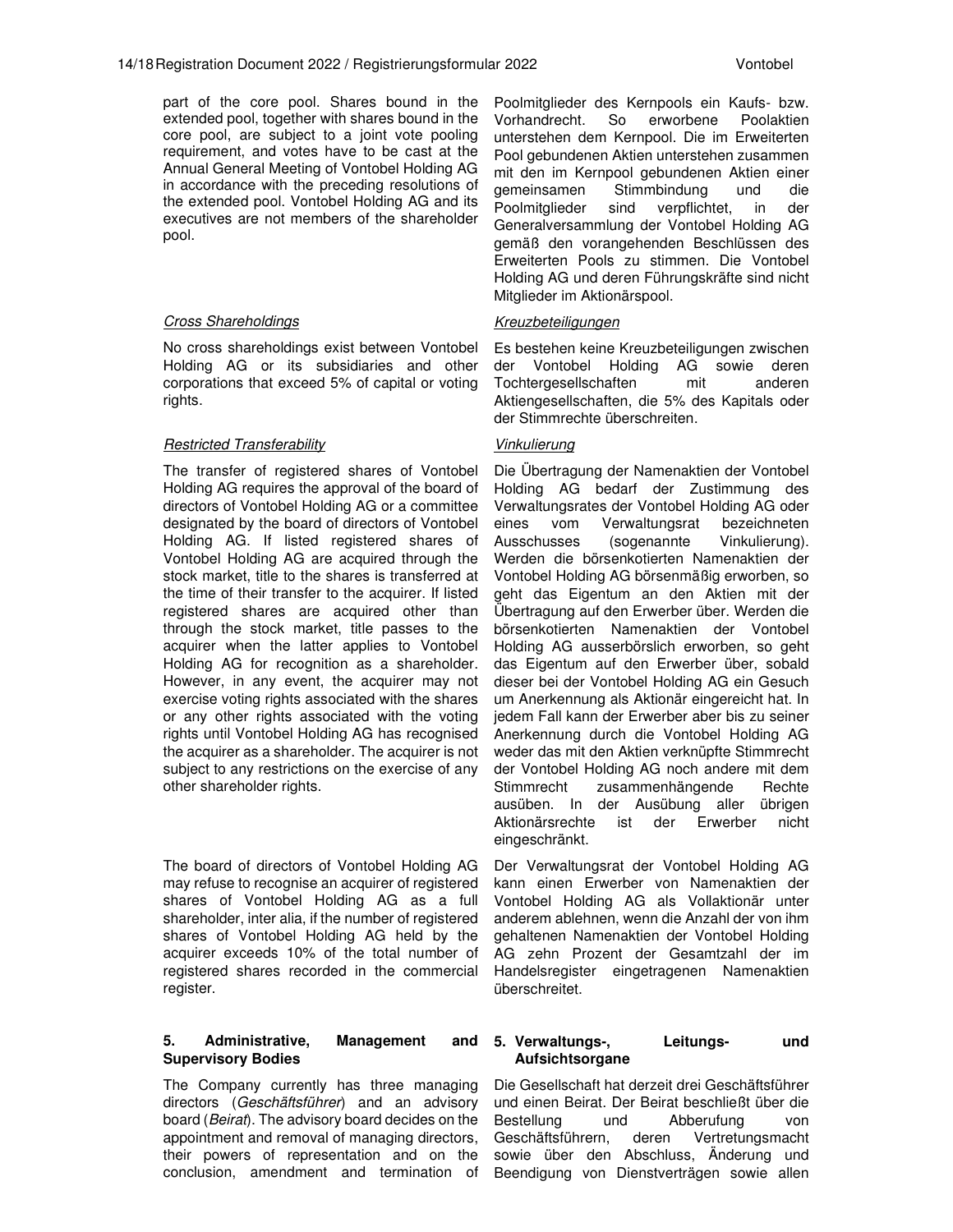part of the core pool. Shares bound in the extended pool, together with shares bound in the core pool, are subject to a joint vote pooling requirement, and votes have to be cast at the Annual General Meeting of Vontobel Holding AG in accordance with the preceding resolutions of the extended pool. Vontobel Holding AG and its executives are not members of the shareholder pool.

Poolmitglieder des Kernpools ein Kaufs- bzw. Vorhandrecht. So erworbene Poolaktien unterstehen dem Kernpool. Die im Erweiterten Pool gebundenen Aktien unterstehen zusammen mit den im Kernpool gebundenen Aktien einer gemeinsamen Stimmbindung und die Poolmitglieder sind verpflichtet, in der Generalversammlung der Vontobel Holding AG gemäß den vorangehenden Beschlüssen des Erweiterten Pools zu stimmen. Die Vontobel Holding AG und deren Führungskräfte sind nicht Mitglieder im Aktionärspool.

*Cross Shareholdings*

No cross shareholdings exist between Vontobel Holding AG or its subsidiaries and other corporations that exceed 5% of capital or voting rights.

*Kreuzbeteiligungen*

Es bestehen keine Kreuzbeteiligungen zwischen der Vontobel Holding AG sowie deren Tochtergesellschaften mit anderen Aktiengesellschaften, die 5% des Kapitals oder der Stimmrechte überschreiten.

*Restricted Transferability*

The transfer of registered shares of Vontobel Holding AG requires the approval of the board of directors of Vontobel Holding AG or a committee designated by the board of directors of Vontobel Holding AG. If listed registered shares of Vontobel Holding AG are acquired through the stock market, title to the shares is transferred at the time of their transfer to the acquirer. If listed registered shares are acquired other than through the stock market, title passes to the acquirer when the latter applies to Vontobel Holding AG for recognition as a shareholder. However, in any event, the acquirer may not exercise voting rights associated with the shares or any other rights associated with the voting rights until Vontobel Holding AG has recognised the acquirer as a shareholder. The acquirer is not subject to any restrictions on the exercise of any other shareholder rights.

*Vinkulierung*

Die Übertragung der Namenaktien der Vontobel Holding AG bedarf der Zustimmung des Verwaltungsrates der Vontobel Holding AG oder eines vom Verwaltungsrat bezeichneten Ausschusses (sogenannte Vinkulierung). Werden die börsenkotierten Namenaktien der Vontobel Holding AG börsenmäßig erworben, so geht das Eigentum an den Aktien mit der Übertragung auf den Erwerber über. Werden die börsenkotierten Namenaktien der Vontobel Holding AG ausserbörslich erworben, so geht das Eigentum auf den Erwerber über, sobald dieser bei der Vontobel Holding AG ein Gesuch um Anerkennung als Aktionär eingereicht hat. In jedem Fall kann der Erwerber aber bis zu seiner Anerkennung durch die Vontobel Holding AG weder das mit den Aktien verknüpfte Stimmrecht der Vontobel Holding AG noch andere mit dem Stimmrecht zusammenhängende Rechte ausüben. In der Ausübung aller übrigen Aktionärsrechte ist der Erwerber nicht eingeschränkt.

The board of directors of Vontobel Holding AG may refuse to recognise an acquirer of registered shares of Vontobel Holding AG as a full shareholder, inter alia, if the number of registered shares of Vontobel Holding AG held by the acquirer exceeds 10% of the total number of registered shares recorded in the commercial register.

Der Verwaltungsrat der Vontobel Holding AG kann einen Erwerber von Namenaktien der Vontobel Holding AG als Vollaktionär unter anderem ablehnen, wenn die Anzahl der von ihm gehaltenen Namenaktien der Vontobel Holding AG zehn Prozent der Gesamtzahl der im Handelsregister eingetragenen Namenaktien überschreitet.

## 5. Administrative, Management and Supervisory Bodies

The Company currently has three managing directors (*Geschäftsführer*) and an advisory board (*Beirat*). The advisory board decides on the appointment and removal of managing directors, their powers of representation and on the conclusion, amendment and termination of

## 5. Verwaltungs-, Leitungs- und Aufsichtsorgane

Die Gesellschaft hat derzeit drei Geschäftsführer und einen Beirat. Der Beirat beschließt über die Bestellung und Abberufung von Geschäftsführern, deren Vertretungsmacht sowie über den Abschluss, Änderung und Beendigung von Dienstverträgen sowie allen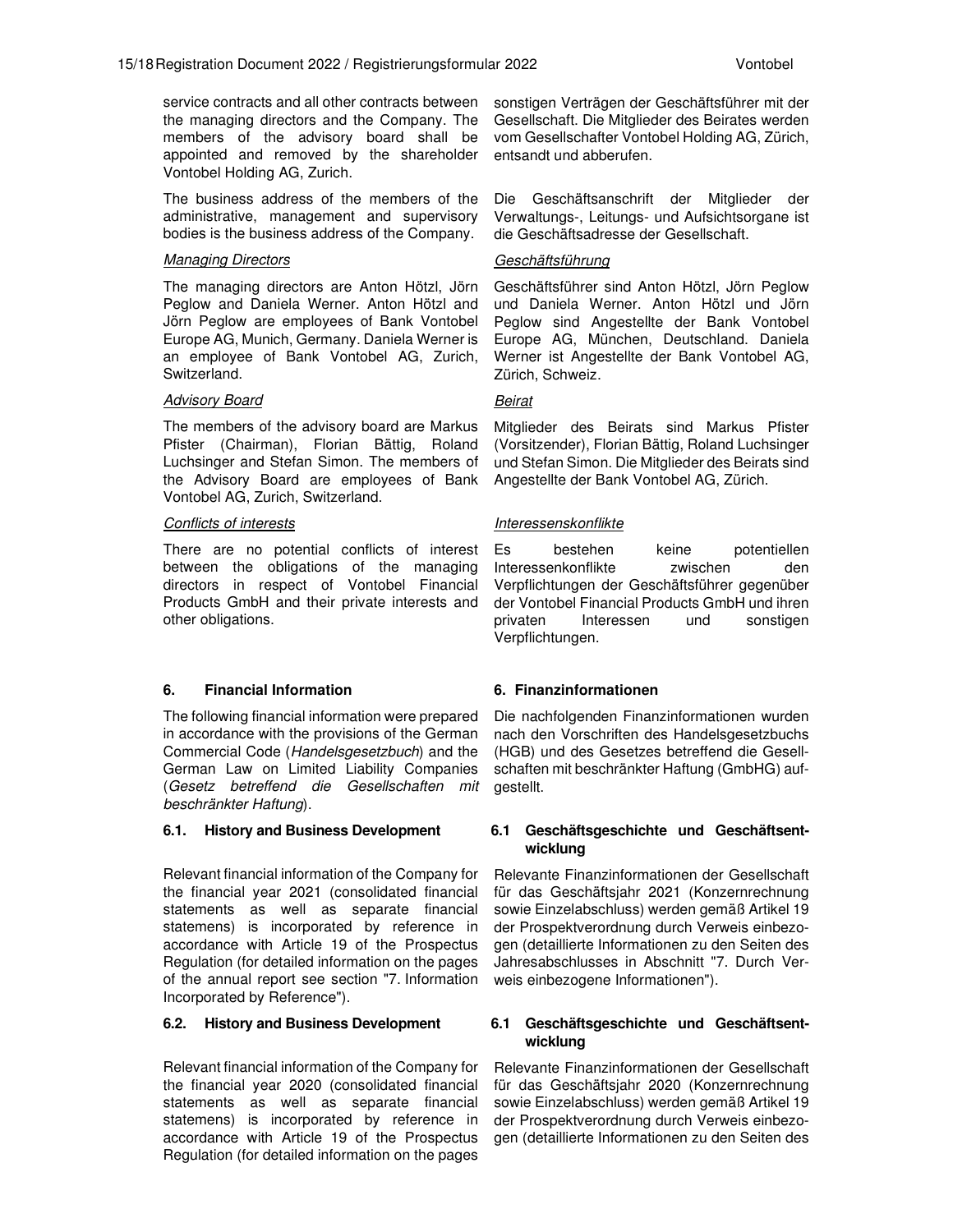service contracts and all other contracts between the managing directors and the Company. The members of the advisory board shall be appointed and removed by the shareholder Vontobel Holding AG, Zurich.

The business address of the members of the administrative, management and supervisory bodies is the business address of the Company.

*Managing Directors*

The managing directors are Anton Hötzl, Jörn Peglow and Daniela Werner. Anton Hötzl and Jörn Peglow are employees of Bank Vontobel Europe AG, Munich, Germany. Daniela Werner is an employee of Bank Vontobel AG, Zurich, Switzerland.

*Advisory Board*

The members of the advisory board are Markus Pfister (Chairman), Florian Bättig, Roland Luchsinger and Stefan Simon. The members of the Advisory Board are employees of Bank Vontobel AG, Zurich, Switzerland.

*Conflicts of interests*

There are no potential conflicts of interest between the obligations of the managing directors in respect of Vontobel Financial Products GmbH and their private interests and other obligations.

## 6. Financial Information

The following financial information were prepared in accordance with the provisions of the German Commercial Code (*Handelsgesetzbuch*) and the German Law on Limited Liability Companies (*Gesetz betreffend die Gesellschaften mit beschränkter Haftung*).

### 6.1. History and Business Development

Relevant financial information of the Company for the financial year 2021 (consolidated financial statements as well as separate financial statemens) is incorporated by reference in accordance with Article 19 of the Prospectus Regulation (for detailed information on the pages of the annual report see section "7. Information Incorporated by Reference").

### 6.2. History and Business Development

Relevant financial information of the Company for the financial year 2020 (consolidated financial statements as well as separate financial statemens) is incorporated by reference in accordance with Article 19 of the Prospectus Regulation (for detailed information on the pages

---

sonstigen Verträgen der Geschäftsführer mit der Gesellschaft. Die Mitglieder des Beirates werden vom Gesellschafter Vontobel Holding AG, Zürich, entsandt und abberufen.

Die Geschäftsanschrift der Mitglieder der Verwaltungs-, Leitungs- und Aufsichtsorgane ist die Geschäftsadresse der Gesellschaft.

*Geschäftsführung*

Geschäftsführer sind Anton Hötzl, Jörn Peglow und Daniela Werner. Anton Hötzl und Jörn Peglow sind Angestellte der Bank Vontobel Europe AG, München, Deutschland. Daniela Werner ist Angestellte der Bank Vontobel AG, Zürich, Schweiz.

*Beirat*

Mitglieder des Beirats sind Markus Pfister (Vorsitzender), Florian Bättig, Roland Luchsinger und Stefan Simon. Die Mitglieder des Beirats sind Angestellte der Bank Vontobel AG, Zürich.

*Interessenskonflikte*

Es bestehen keine potentiellen Interessenkonflikte zwischen den Verpflichtungen der Geschäftsführer gegenüber der Vontobel Financial Products GmbH und ihren privaten Interessen und sonstigen Verpflichtungen.

## 6. Finanzinformationen

Die nachfolgenden Finanzinformationen wurden nach den Vorschriften des Handelsgesetzbuchs (HGB) und des Gesetzes betreffend die Gesellschaften mit beschränkter Haftung (GmbHG) aufgestellt.

### 6.1 Geschäftsgeschichte und Geschäftsentwicklung

Relevante Finanzinformationen der Gesellschaft für das Geschäftsjahr 2021 (Konzernrechnung sowie Einzelabschluss) werden gemäß Artikel 19 der Prospektverordnung durch Verweis einbezogen (detaillierte Informationen zu den Seiten des Jahresabschlusses in Abschnitt "7. Durch Verweis einbezogene Informationen").

### 6.1 Geschäftsgeschichte und Geschäftsentwicklung

Relevante Finanzinformationen der Gesellschaft für das Geschäftsjahr 2020 (Konzernrechnung sowie Einzelabschluss) werden gemäß Artikel 19 der Prospektverordnung durch Verweis einbezogen (detaillierte Informationen zu den Seiten des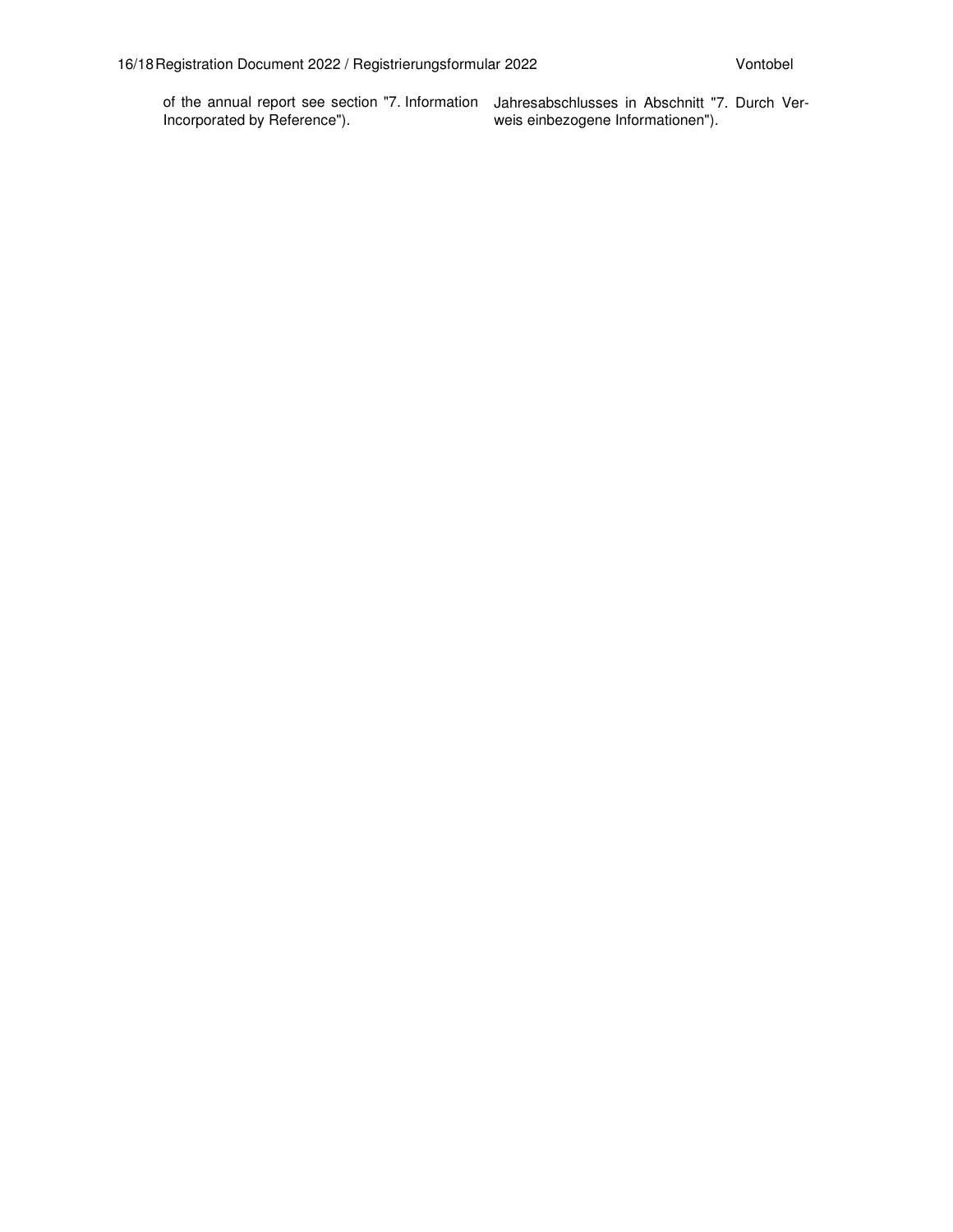of the annual report see section "7. Information Incorporated by Reference").

Jahresabschlusses in Abschnitt "7. Durch Verweis einbezogene Informationen").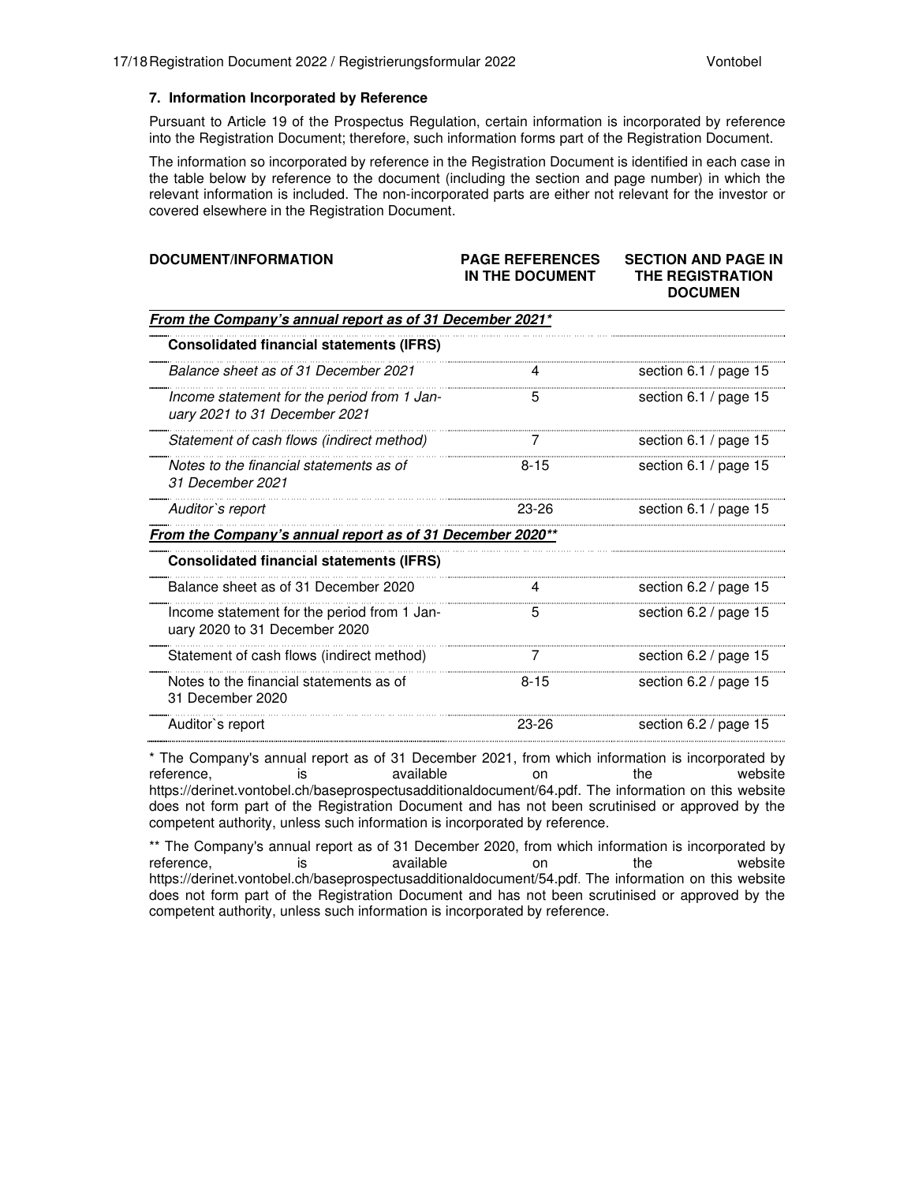### 7. Information Incorporated by Reference

Pursuant to Article 19 of the Prospectus Regulation, certain information is incorporated by reference into the Registration Document; therefore, such information forms part of the Registration Document.

The information so incorporated by reference in the Registration Document is identified in each case in the table below by reference to the document (including the section and page number) in which the relevant information is included. The non-incorporated parts are either not relevant for the investor or covered elsewhere in the Registration Document.

| DOCUMENT/INFORMATION | PAGE REFERENCES IN THE DOCUMENT | SECTION AND PAGE IN THE REGISTRATION DOCUMEN |
|---|---|---|
| ***From the Company's annual report as of 31 December 2021**** | | |
| **Consolidated financial statements (IFRS)** | | |
| *Balance sheet as of 31 December 2021* | 4 | section 6.1 / page 15 |
| *Income statement for the period from 1 January 2021 to 31 December 2021* | 5 | section 6.1 / page 15 |
| *Statement of cash flows (indirect method)* | 7 | section 6.1 / page 15 |
| *Notes to the financial statements as of 31 December 2021* | 8-15 | section 6.1 / page 15 |
| *Auditor`s report* | 23-26 | section 6.1 / page 15 |
| ***From the Company's annual report as of 31 December 2020**** | | |
| **Consolidated financial statements (IFRS)** | | |
| Balance sheet as of 31 December 2020 | 4 | section 6.2 / page 15 |
| Income statement for the period from 1 January 2020 to 31 December 2020 | 5 | section 6.2 / page 15 |
| Statement of cash flows (indirect method) | 7 | section 6.2 / page 15 |
| Notes to the financial statements as of 31 December 2020 | 8-15 | section 6.2 / page 15 |
| Auditor`s report | 23-26 | section 6.2 / page 15 |

* The Company's annual report as of 31 December 2021, from which information is incorporated by reference, is available on the website https://derinet.vontobel.ch/baseprospectusadditionaldocument/64.pdf. The information on this website does not form part of the Registration Document and has not been scrutinised or approved by the competent authority, unless such information is incorporated by reference.

** The Company's annual report as of 31 December 2020, from which information is incorporated by reference, is available on the website https://derinet.vontobel.ch/baseprospectusadditionaldocument/54.pdf. The information on this website does not form part of the Registration Document and has not been scrutinised or approved by the competent authority, unless such information is incorporated by reference.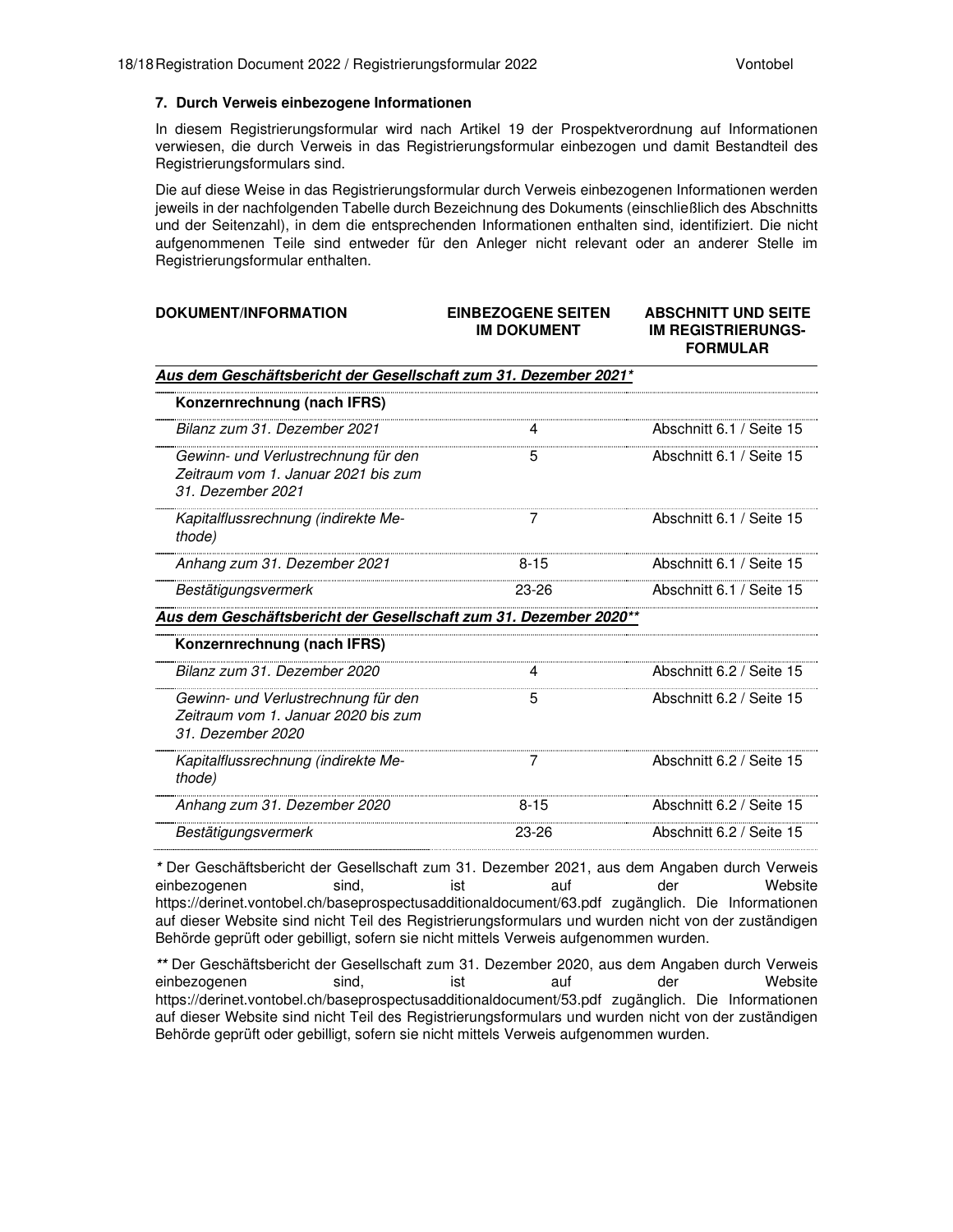### 7. Durch Verweis einbezogene Informationen

In diesem Registrierungsformular wird nach Artikel 19 der Prospektverordnung auf Informationen verwiesen, die durch Verweis in das Registrierungsformular einbezogen und damit Bestandteil des Registrierungsformulars sind.

Die auf diese Weise in das Registrierungsformular durch Verweis einbezogenen Informationen werden jeweils in der nachfolgenden Tabelle durch Bezeichnung des Dokuments (einschließlich des Abschnitts und der Seitenzahl), in dem die entsprechenden Informationen enthalten sind, identifiziert. Die nicht aufgenommenen Teile sind entweder für den Anleger nicht relevant oder an anderer Stelle im Registrierungsformular enthalten.

| DOKUMENT/INFORMATION | EINBEZOGENE SEITEN IM DOKUMENT | ABSCHNITT UND SEITE IM REGISTRIERUNGS-FORMULAR |
|---|---|---|
| ***Aus dem Geschäftsbericht der Gesellschaft zum 31. Dezember 2021**** | | |
| **Konzernrechnung (nach IFRS)** | | |
| *Bilanz zum 31. Dezember 2021* | 4 | Abschnitt 6.1 / Seite 15 |
| *Gewinn- und Verlustrechnung für den Zeitraum vom 1. Januar 2021 bis zum 31. Dezember 2021* | 5 | Abschnitt 6.1 / Seite 15 |
| *Kapitalflussrechnung (indirekte Methode)* | 7 | Abschnitt 6.1 / Seite 15 |
| *Anhang zum 31. Dezember 2021* | 8-15 | Abschnitt 6.1 / Seite 15 |
| *Bestätigungsvermerk* | 23-26 | Abschnitt 6.1 / Seite 15 |
| ***Aus dem Geschäftsbericht der Gesellschaft zum 31. Dezember 2020***** | | |
| **Konzernrechnung (nach IFRS)** | | |
| *Bilanz zum 31. Dezember 2020* | 4 | Abschnitt 6.2 / Seite 15 |
| *Gewinn- und Verlustrechnung für den Zeitraum vom 1. Januar 2020 bis zum 31. Dezember 2020* | 5 | Abschnitt 6.2 / Seite 15 |
| *Kapitalflussrechnung (indirekte Methode)* | 7 | Abschnitt 6.2 / Seite 15 |
| *Anhang zum 31. Dezember 2020* | 8-15 | Abschnitt 6.2 / Seite 15 |
| *Bestätigungsvermerk* | 23-26 | Abschnitt 6.2 / Seite 15 |

*\** Der Geschäftsbericht der Gesellschaft zum 31. Dezember 2021, aus dem Angaben durch Verweis einbezogenen sind, ist auf der Website https://derinet.vontobel.ch/baseprospectusadditionaldocument/63.pdf zugänglich. Die Informationen auf dieser Website sind nicht Teil des Registrierungsformulars und wurden nicht von der zuständigen Behörde geprüft oder gebilligt, sofern sie nicht mittels Verweis aufgenommen wurden.

*\*\** Der Geschäftsbericht der Gesellschaft zum 31. Dezember 2020, aus dem Angaben durch Verweis einbezogenen sind, ist auf der Website https://derinet.vontobel.ch/baseprospectusadditionaldocument/53.pdf zugänglich. Die Informationen auf dieser Website sind nicht Teil des Registrierungsformulars und wurden nicht von der zuständigen Behörde geprüft oder gebilligt, sofern sie nicht mittels Verweis aufgenommen wurden.